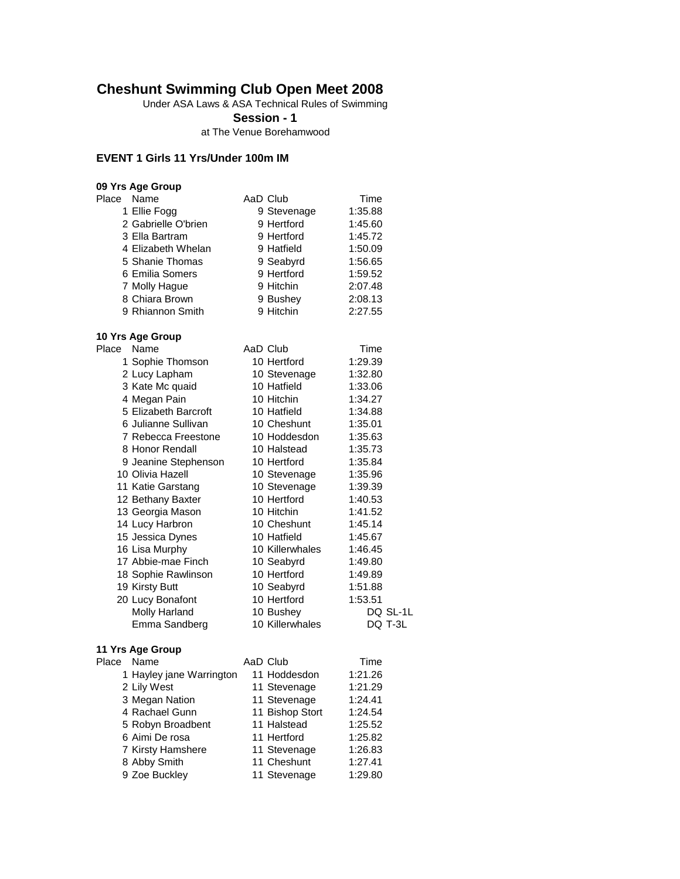# Cheshunt Swimming Club Open Meet 2008

Under ASA Laws & ASA Technical Rules of Swimming

**Session - 1**

at The Venue Borehamwood

### EVENT 1 Girls 11 Yrs/Under 100m IM

**09 Yrs Age Group**

| Place | Name | AaD | Club | Time |
|---|---|---|---|---|
| 1 | Ellie Fogg | 9 | Stevenage | 1:35.88 |
| 2 | Gabrielle O'brien | 9 | Hertford | 1:45.60 |
| 3 | Ella Bartram | 9 | Hertford | 1:45.72 |
| 4 | Elizabeth Whelan | 9 | Hatfield | 1:50.09 |
| 5 | Shanie Thomas | 9 | Seabyrd | 1:56.65 |
| 6 | Emilia Somers | 9 | Hertford | 1:59.52 |
| 7 | Molly Hague | 9 | Hitchin | 2:07.48 |
| 8 | Chiara Brown | 9 | Bushey | 2:08.13 |
| 9 | Rhiannon Smith | 9 | Hitchin | 2:27.55 |

**10 Yrs Age Group**

| Place | Name | AaD | Club | Time |
|---|---|---|---|---|
| 1 | Sophie Thomson | 10 | Hertford | 1:29.39 |
| 2 | Lucy Lapham | 10 | Stevenage | 1:32.80 |
| 3 | Kate Mc quaid | 10 | Hatfield | 1:33.06 |
| 4 | Megan Pain | 10 | Hitchin | 1:34.27 |
| 5 | Elizabeth Barcroft | 10 | Hatfield | 1:34.88 |
| 6 | Julianne Sullivan | 10 | Cheshunt | 1:35.01 |
| 7 | Rebecca Freestone | 10 | Hoddesdon | 1:35.63 |
| 8 | Honor Rendall | 10 | Halstead | 1:35.73 |
| 9 | Jeanine Stephenson | 10 | Hertford | 1:35.84 |
| 10 | Olivia Hazell | 10 | Stevenage | 1:35.96 |
| 11 | Katie Garstang | 10 | Stevenage | 1:39.39 |
| 12 | Bethany Baxter | 10 | Hertford | 1:40.53 |
| 13 | Georgia Mason | 10 | Hitchin | 1:41.52 |
| 14 | Lucy Harbron | 10 | Cheshunt | 1:45.14 |
| 15 | Jessica Dynes | 10 | Hatfield | 1:45.67 |
| 16 | Lisa Murphy | 10 | Killerwhales | 1:46.45 |
| 17 | Abbie-mae Finch | 10 | Seabyrd | 1:49.80 |
| 18 | Sophie Rawlinson | 10 | Hertford | 1:49.89 |
| 19 | Kirsty Butt | 10 | Seabyrd | 1:51.88 |
| 20 | Lucy Bonafont | 10 | Hertford | 1:53.51 |
| | Molly Harland | 10 | Bushey | DQ SL-1L |
| | Emma Sandberg | 10 | Killerwhales | DQ T-3L |

**11 Yrs Age Group**

| Place | Name | AaD | Club | Time |
|---|---|---|---|---|
| 1 | Hayley jane Warrington | 11 | Hoddesdon | 1:21.26 |
| 2 | Lily West | 11 | Stevenage | 1:21.29 |
| 3 | Megan Nation | 11 | Stevenage | 1:24.41 |
| 4 | Rachael Gunn | 11 | Bishop Stort | 1:24.54 |
| 5 | Robyn Broadbent | 11 | Halstead | 1:25.52 |
| 6 | Aimi De rosa | 11 | Hertford | 1:25.82 |
| 7 | Kirsty Hamshere | 11 | Stevenage | 1:26.83 |
| 8 | Abby Smith | 11 | Cheshunt | 1:27.41 |
| 9 | Zoe Buckley | 11 | Stevenage | 1:29.80 |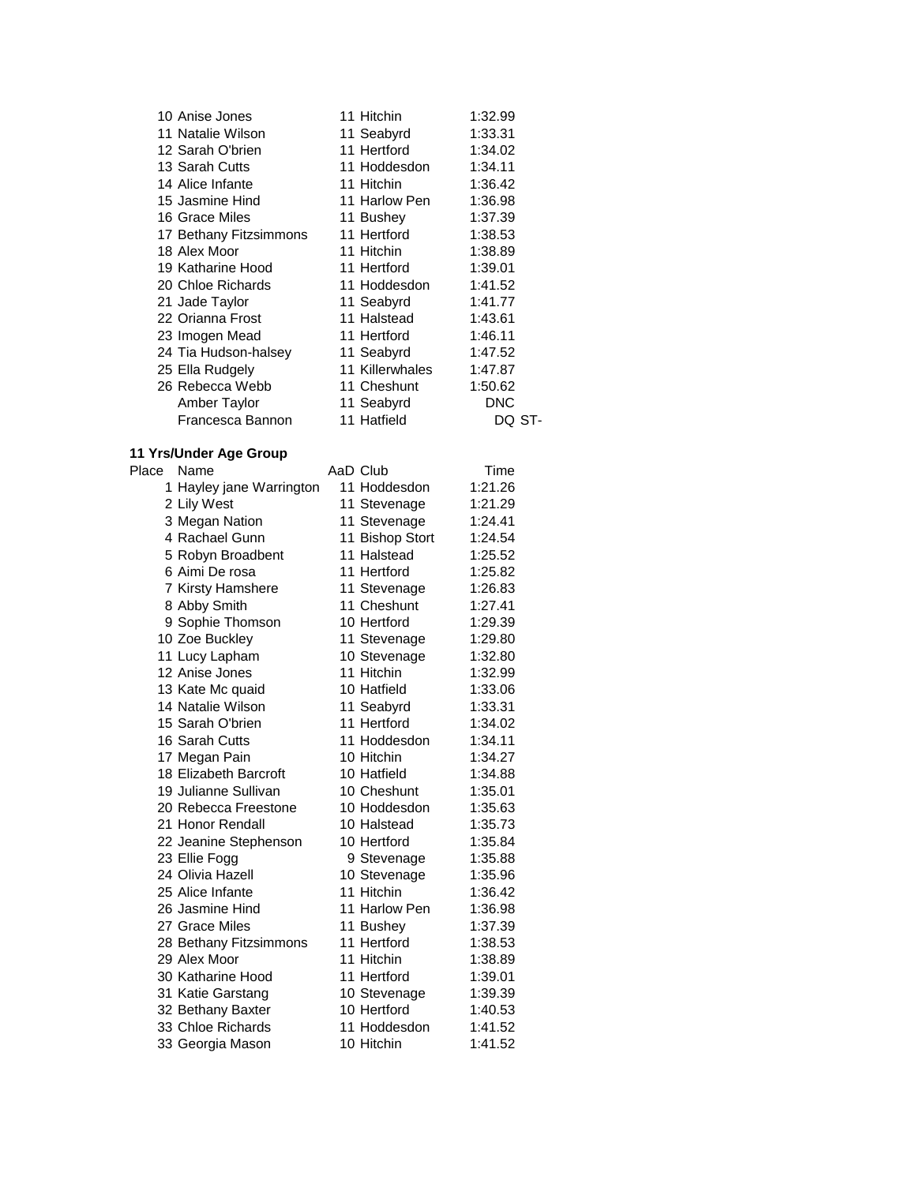| Place | Name | AaD | Club | Time |
|---|---|---|---|---|
| 10 | Anise Jones | 11 | Hitchin | 1:32.99 |
| 11 | Natalie Wilson | 11 | Seabyrd | 1:33.31 |
| 12 | Sarah O'brien | 11 | Hertford | 1:34.02 |
| 13 | Sarah Cutts | 11 | Hoddesdon | 1:34.11 |
| 14 | Alice Infante | 11 | Hitchin | 1:36.42 |
| 15 | Jasmine Hind | 11 | Harlow Pen | 1:36.98 |
| 16 | Grace Miles | 11 | Bushey | 1:37.39 |
| 17 | Bethany Fitzsimmons | 11 | Hertford | 1:38.53 |
| 18 | Alex Moor | 11 | Hitchin | 1:38.89 |
| 19 | Katharine Hood | 11 | Hertford | 1:39.01 |
| 20 | Chloe Richards | 11 | Hoddesdon | 1:41.52 |
| 21 | Jade Taylor | 11 | Seabyrd | 1:41.77 |
| 22 | Orianna Frost | 11 | Halstead | 1:43.61 |
| 23 | Imogen Mead | 11 | Hertford | 1:46.11 |
| 24 | Tia Hudson-halsey | 11 | Seabyrd | 1:47.52 |
| 25 | Ella Rudgely | 11 | Killerwhales | 1:47.87 |
| 26 | Rebecca Webb | 11 | Cheshunt | 1:50.62 |
| | Amber Taylor | 11 | Seabyrd | DNC |
| | Francesca Bannon | 11 | Hatfield | DQ ST- |

**11 Yrs/Under Age Group**

| Place | Name | AaD | Club | Time |
|---|---|---|---|---|
| 1 | Hayley jane Warrington | 11 | Hoddesdon | 1:21.26 |
| 2 | Lily West | 11 | Stevenage | 1:21.29 |
| 3 | Megan Nation | 11 | Stevenage | 1:24.41 |
| 4 | Rachael Gunn | 11 | Bishop Stort | 1:24.54 |
| 5 | Robyn Broadbent | 11 | Halstead | 1:25.52 |
| 6 | Aimi De rosa | 11 | Hertford | 1:25.82 |
| 7 | Kirsty Hamshere | 11 | Stevenage | 1:26.83 |
| 8 | Abby Smith | 11 | Cheshunt | 1:27.41 |
| 9 | Sophie Thomson | 10 | Hertford | 1:29.39 |
| 10 | Zoe Buckley | 11 | Stevenage | 1:29.80 |
| 11 | Lucy Lapham | 10 | Stevenage | 1:32.80 |
| 12 | Anise Jones | 11 | Hitchin | 1:32.99 |
| 13 | Kate Mc quaid | 10 | Hatfield | 1:33.06 |
| 14 | Natalie Wilson | 11 | Seabyrd | 1:33.31 |
| 15 | Sarah O'brien | 11 | Hertford | 1:34.02 |
| 16 | Sarah Cutts | 11 | Hoddesdon | 1:34.11 |
| 17 | Megan Pain | 10 | Hitchin | 1:34.27 |
| 18 | Elizabeth Barcroft | 10 | Hatfield | 1:34.88 |
| 19 | Julianne Sullivan | 10 | Cheshunt | 1:35.01 |
| 20 | Rebecca Freestone | 10 | Hoddesdon | 1:35.63 |
| 21 | Honor Rendall | 10 | Halstead | 1:35.73 |
| 22 | Jeanine Stephenson | 10 | Hertford | 1:35.84 |
| 23 | Ellie Fogg | 9 | Stevenage | 1:35.88 |
| 24 | Olivia Hazell | 10 | Stevenage | 1:35.96 |
| 25 | Alice Infante | 11 | Hitchin | 1:36.42 |
| 26 | Jasmine Hind | 11 | Harlow Pen | 1:36.98 |
| 27 | Grace Miles | 11 | Bushey | 1:37.39 |
| 28 | Bethany Fitzsimmons | 11 | Hertford | 1:38.53 |
| 29 | Alex Moor | 11 | Hitchin | 1:38.89 |
| 30 | Katharine Hood | 11 | Hertford | 1:39.01 |
| 31 | Katie Garstang | 10 | Stevenage | 1:39.39 |
| 32 | Bethany Baxter | 10 | Hertford | 1:40.53 |
| 33 | Chloe Richards | 11 | Hoddesdon | 1:41.52 |
| 33 | Georgia Mason | 10 | Hitchin | 1:41.52 |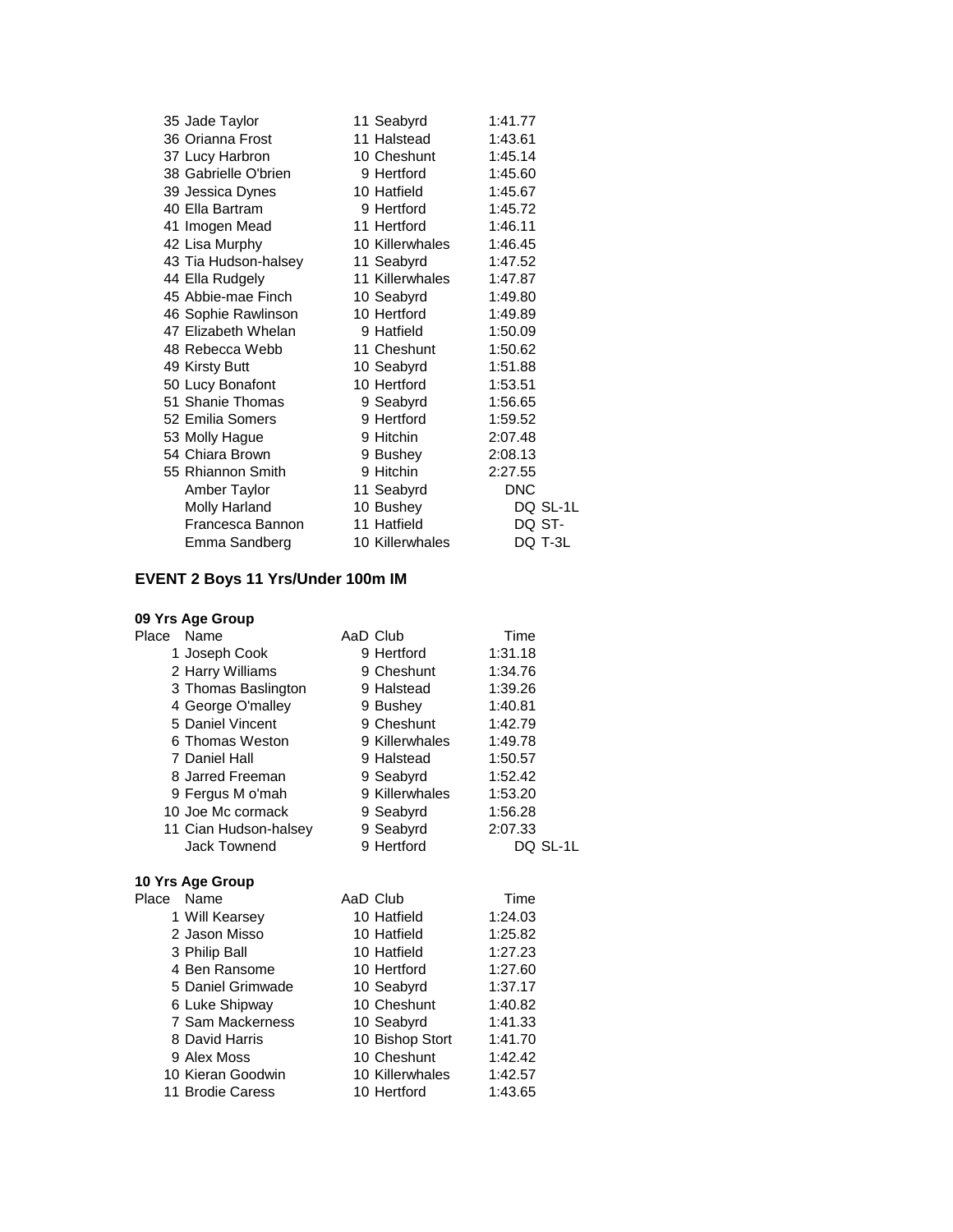| Place | Name | AaD | Club | Time |
|---|---|---|---|---|
| 35 | Jade Taylor | 11 | Seabyrd | 1:41.77 |
| 36 | Orianna Frost | 11 | Halstead | 1:43.61 |
| 37 | Lucy Harbron | 10 | Cheshunt | 1:45.14 |
| 38 | Gabrielle O'brien | 9 | Hertford | 1:45.60 |
| 39 | Jessica Dynes | 10 | Hatfield | 1:45.67 |
| 40 | Ella Bartram | 9 | Hertford | 1:45.72 |
| 41 | Imogen Mead | 11 | Hertford | 1:46.11 |
| 42 | Lisa Murphy | 10 | Killerwhales | 1:46.45 |
| 43 | Tia Hudson-halsey | 11 | Seabyrd | 1:47.52 |
| 44 | Ella Rudgely | 11 | Killerwhales | 1:47.87 |
| 45 | Abbie-mae Finch | 10 | Seabyrd | 1:49.80 |
| 46 | Sophie Rawlinson | 10 | Hertford | 1:49.89 |
| 47 | Elizabeth Whelan | 9 | Hatfield | 1:50.09 |
| 48 | Rebecca Webb | 11 | Cheshunt | 1:50.62 |
| 49 | Kirsty Butt | 10 | Seabyrd | 1:51.88 |
| 50 | Lucy Bonafont | 10 | Hertford | 1:53.51 |
| 51 | Shanie Thomas | 9 | Seabyrd | 1:56.65 |
| 52 | Emilia Somers | 9 | Hertford | 1:59.52 |
| 53 | Molly Hague | 9 | Hitchin | 2:07.48 |
| 54 | Chiara Brown | 9 | Bushey | 2:08.13 |
| 55 | Rhiannon Smith | 9 | Hitchin | 2:27.55 |
| | Amber Taylor | 11 | Seabyrd | DNC |
| | Molly Harland | 10 | Bushey | DQ SL-1L |
| | Francesca Bannon | 11 | Hatfield | DQ ST- |
| | Emma Sandberg | 10 | Killerwhales | DQ T-3L |

## EVENT 2 Boys 11 Yrs/Under 100m IM

### 09 Yrs Age Group

| Place | Name | AaD | Club | Time |
|---|---|---|---|---|
| 1 | Joseph Cook | 9 | Hertford | 1:31.18 |
| 2 | Harry Williams | 9 | Cheshunt | 1:34.76 |
| 3 | Thomas Baslington | 9 | Halstead | 1:39.26 |
| 4 | George O'malley | 9 | Bushey | 1:40.81 |
| 5 | Daniel Vincent | 9 | Cheshunt | 1:42.79 |
| 6 | Thomas Weston | 9 | Killerwhales | 1:49.78 |
| 7 | Daniel Hall | 9 | Halstead | 1:50.57 |
| 8 | Jarred Freeman | 9 | Seabyrd | 1:52.42 |
| 9 | Fergus M o'mah | 9 | Killerwhales | 1:53.20 |
| 10 | Joe Mc cormack | 9 | Seabyrd | 1:56.28 |
| 11 | Cian Hudson-halsey | 9 | Seabyrd | 2:07.33 |
| | Jack Townend | 9 | Hertford | DQ SL-1L |

### 10 Yrs Age Group

| Place | Name | AaD | Club | Time |
|---|---|---|---|---|
| 1 | Will Kearsey | 10 | Hatfield | 1:24.03 |
| 2 | Jason Misso | 10 | Hatfield | 1:25.82 |
| 3 | Philip Ball | 10 | Hatfield | 1:27.23 |
| 4 | Ben Ransome | 10 | Hertford | 1:27.60 |
| 5 | Daniel Grimwade | 10 | Seabyrd | 1:37.17 |
| 6 | Luke Shipway | 10 | Cheshunt | 1:40.82 |
| 7 | Sam Mackerness | 10 | Seabyrd | 1:41.33 |
| 8 | David Harris | 10 | Bishop Stort | 1:41.70 |
| 9 | Alex Moss | 10 | Cheshunt | 1:42.42 |
| 10 | Kieran Goodwin | 10 | Killerwhales | 1:42.57 |
| 11 | Brodie Caress | 10 | Hertford | 1:43.65 |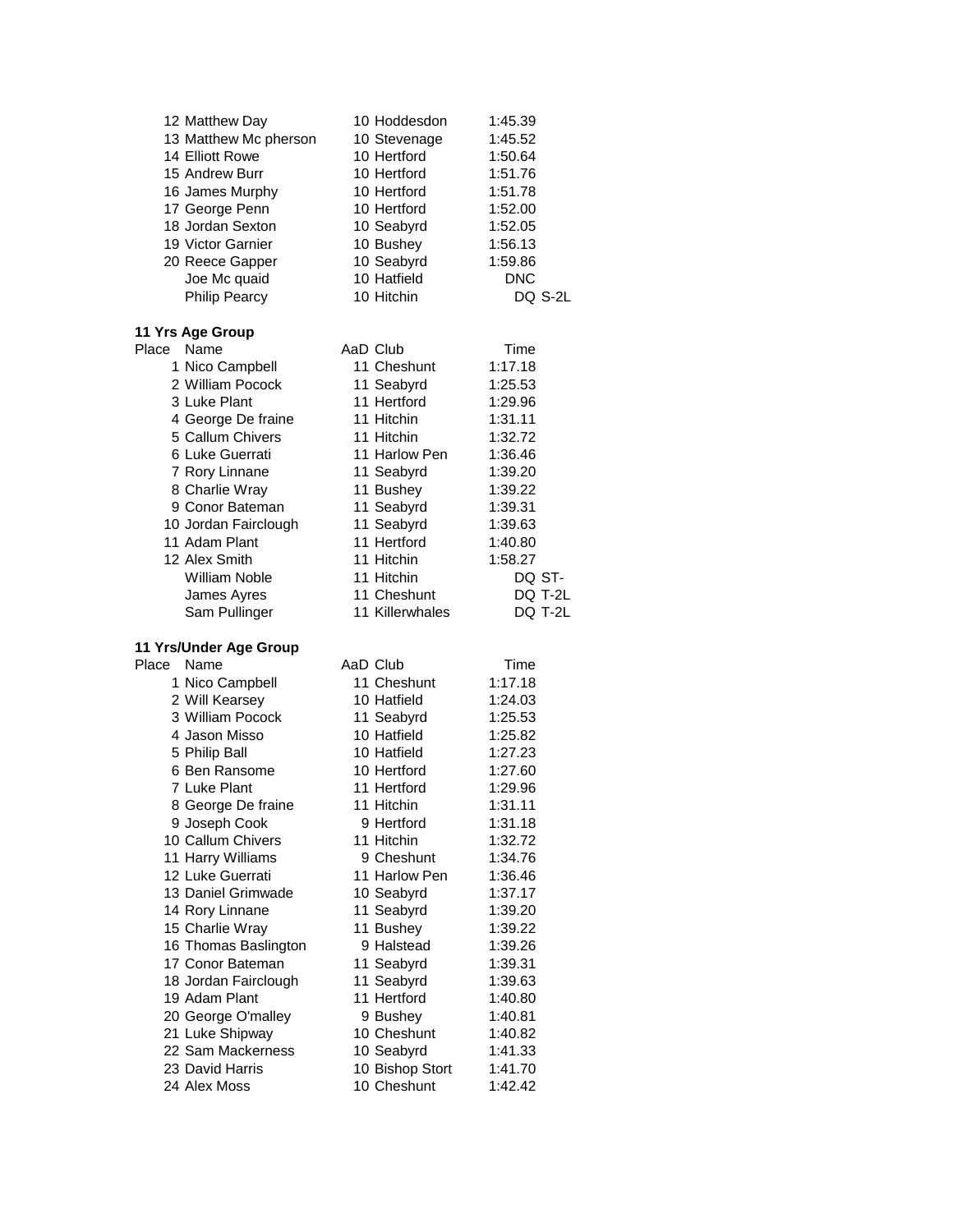| Place | Name | AaD | Club | Time |
|---|---|---|---|---|
| 12 | Matthew Day | 10 | Hoddesdon | 1:45.39 |
| 13 | Matthew Mc pherson | 10 | Stevenage | 1:45.52 |
| 14 | Elliott Rowe | 10 | Hertford | 1:50.64 |
| 15 | Andrew Burr | 10 | Hertford | 1:51.76 |
| 16 | James Murphy | 10 | Hertford | 1:51.78 |
| 17 | George Penn | 10 | Hertford | 1:52.00 |
| 18 | Jordan Sexton | 10 | Seabyrd | 1:52.05 |
| 19 | Victor Garnier | 10 | Bushey | 1:56.13 |
| 20 | Reece Gapper | 10 | Seabyrd | 1:59.86 |
| | Joe Mc quaid | 10 | Hatfield | DNC |
| | Philip Pearcy | 10 | Hitchin | DQ S-2L |

**11 Yrs Age Group**

| Place | Name | AaD | Club | Time |
|---|---|---|---|---|
| 1 | Nico Campbell | 11 | Cheshunt | 1:17.18 |
| 2 | William Pocock | 11 | Seabyrd | 1:25.53 |
| 3 | Luke Plant | 11 | Hertford | 1:29.96 |
| 4 | George De fraine | 11 | Hitchin | 1:31.11 |
| 5 | Callum Chivers | 11 | Hitchin | 1:32.72 |
| 6 | Luke Guerrati | 11 | Harlow Pen | 1:36.46 |
| 7 | Rory Linnane | 11 | Seabyrd | 1:39.20 |
| 8 | Charlie Wray | 11 | Bushey | 1:39.22 |
| 9 | Conor Bateman | 11 | Seabyrd | 1:39.31 |
| 10 | Jordan Fairclough | 11 | Seabyrd | 1:39.63 |
| 11 | Adam Plant | 11 | Hertford | 1:40.80 |
| 12 | Alex Smith | 11 | Hitchin | 1:58.27 |
| | William Noble | 11 | Hitchin | DQ ST- |
| | James Ayres | 11 | Cheshunt | DQ T-2L |
| | Sam Pullinger | 11 | Killerwhales | DQ T-2L |

**11 Yrs/Under Age Group**

| Place | Name | AaD | Club | Time |
|---|---|---|---|---|
| 1 | Nico Campbell | 11 | Cheshunt | 1:17.18 |
| 2 | Will Kearsey | 10 | Hatfield | 1:24.03 |
| 3 | William Pocock | 11 | Seabyrd | 1:25.53 |
| 4 | Jason Misso | 10 | Hatfield | 1:25.82 |
| 5 | Philip Ball | 10 | Hatfield | 1:27.23 |
| 6 | Ben Ransome | 10 | Hertford | 1:27.60 |
| 7 | Luke Plant | 11 | Hertford | 1:29.96 |
| 8 | George De fraine | 11 | Hitchin | 1:31.11 |
| 9 | Joseph Cook | 9 | Hertford | 1:31.18 |
| 10 | Callum Chivers | 11 | Hitchin | 1:32.72 |
| 11 | Harry Williams | 9 | Cheshunt | 1:34.76 |
| 12 | Luke Guerrati | 11 | Harlow Pen | 1:36.46 |
| 13 | Daniel Grimwade | 10 | Seabyrd | 1:37.17 |
| 14 | Rory Linnane | 11 | Seabyrd | 1:39.20 |
| 15 | Charlie Wray | 11 | Bushey | 1:39.22 |
| 16 | Thomas Baslington | 9 | Halstead | 1:39.26 |
| 17 | Conor Bateman | 11 | Seabyrd | 1:39.31 |
| 18 | Jordan Fairclough | 11 | Seabyrd | 1:39.63 |
| 19 | Adam Plant | 11 | Hertford | 1:40.80 |
| 20 | George O'malley | 9 | Bushey | 1:40.81 |
| 21 | Luke Shipway | 10 | Cheshunt | 1:40.82 |
| 22 | Sam Mackerness | 10 | Seabyrd | 1:41.33 |
| 23 | David Harris | 10 | Bishop Stort | 1:41.70 |
| 24 | Alex Moss | 10 | Cheshunt | 1:42.42 |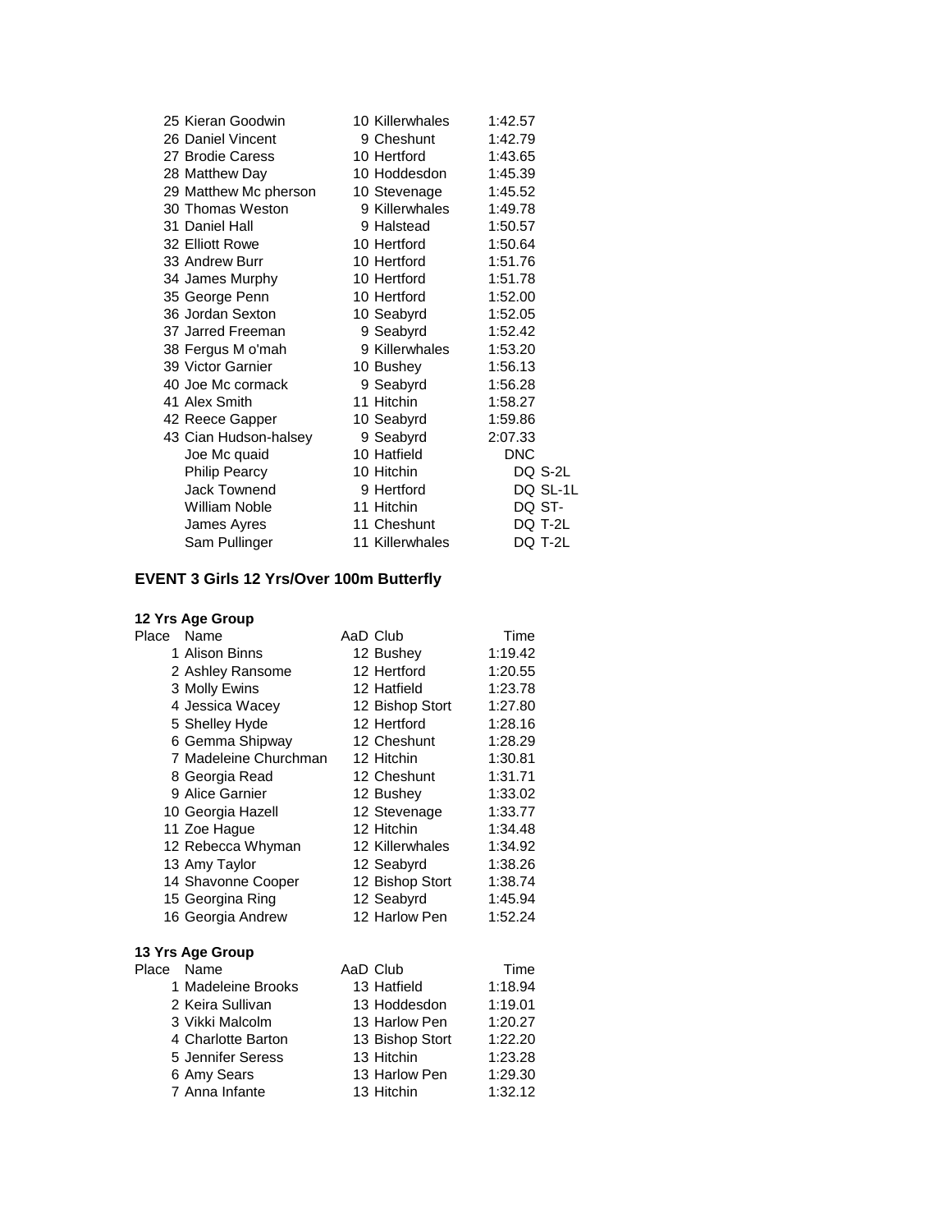| Place | Name | AaD | Club | Time |
|---|---|---|---|---|
| 25 | Kieran Goodwin | 10 | Killerwhales | 1:42.57 |
| 26 | Daniel Vincent | 9 | Cheshunt | 1:42.79 |
| 27 | Brodie Caress | 10 | Hertford | 1:43.65 |
| 28 | Matthew Day | 10 | Hoddesdon | 1:45.39 |
| 29 | Matthew Mc pherson | 10 | Stevenage | 1:45.52 |
| 30 | Thomas Weston | 9 | Killerwhales | 1:49.78 |
| 31 | Daniel Hall | 9 | Halstead | 1:50.57 |
| 32 | Elliott Rowe | 10 | Hertford | 1:50.64 |
| 33 | Andrew Burr | 10 | Hertford | 1:51.76 |
| 34 | James Murphy | 10 | Hertford | 1:51.78 |
| 35 | George Penn | 10 | Hertford | 1:52.00 |
| 36 | Jordan Sexton | 10 | Seabyrd | 1:52.05 |
| 37 | Jarred Freeman | 9 | Seabyrd | 1:52.42 |
| 38 | Fergus M o'mah | 9 | Killerwhales | 1:53.20 |
| 39 | Victor Garnier | 10 | Bushey | 1:56.13 |
| 40 | Joe Mc cormack | 9 | Seabyrd | 1:56.28 |
| 41 | Alex Smith | 11 | Hitchin | 1:58.27 |
| 42 | Reece Gapper | 10 | Seabyrd | 1:59.86 |
| 43 | Cian Hudson-halsey | 9 | Seabyrd | 2:07.33 |
| | Joe Mc quaid | 10 | Hatfield | DNC |
| | Philip Pearcy | 10 | Hitchin | DQ S-2L |
| | Jack Townend | 9 | Hertford | DQ SL-1L |
| | William Noble | 11 | Hitchin | DQ ST- |
| | James Ayres | 11 | Cheshunt | DQ T-2L |
| | Sam Pullinger | 11 | Killerwhales | DQ T-2L |

## EVENT 3 Girls 12 Yrs/Over 100m Butterfly

### 12 Yrs Age Group

| Place | Name | AaD | Club | Time |
|---|---|---|---|---|
| 1 | Alison Binns | 12 | Bushey | 1:19.42 |
| 2 | Ashley Ransome | 12 | Hertford | 1:20.55 |
| 3 | Molly Ewins | 12 | Hatfield | 1:23.78 |
| 4 | Jessica Wacey | 12 | Bishop Stort | 1:27.80 |
| 5 | Shelley Hyde | 12 | Hertford | 1:28.16 |
| 6 | Gemma Shipway | 12 | Cheshunt | 1:28.29 |
| 7 | Madeleine Churchman | 12 | Hitchin | 1:30.81 |
| 8 | Georgia Read | 12 | Cheshunt | 1:31.71 |
| 9 | Alice Garnier | 12 | Bushey | 1:33.02 |
| 10 | Georgia Hazell | 12 | Stevenage | 1:33.77 |
| 11 | Zoe Hague | 12 | Hitchin | 1:34.48 |
| 12 | Rebecca Whyman | 12 | Killerwhales | 1:34.92 |
| 13 | Amy Taylor | 12 | Seabyrd | 1:38.26 |
| 14 | Shavonne Cooper | 12 | Bishop Stort | 1:38.74 |
| 15 | Georgina Ring | 12 | Seabyrd | 1:45.94 |
| 16 | Georgia Andrew | 12 | Harlow Pen | 1:52.24 |

### 13 Yrs Age Group

| Place | Name | AaD | Club | Time |
|---|---|---|---|---|
| 1 | Madeleine Brooks | 13 | Hatfield | 1:18.94 |
| 2 | Keira Sullivan | 13 | Hoddesdon | 1:19.01 |
| 3 | Vikki Malcolm | 13 | Harlow Pen | 1:20.27 |
| 4 | Charlotte Barton | 13 | Bishop Stort | 1:22.20 |
| 5 | Jennifer Seress | 13 | Hitchin | 1:23.28 |
| 6 | Amy Sears | 13 | Harlow Pen | 1:29.30 |
| 7 | Anna Infante | 13 | Hitchin | 1:32.12 |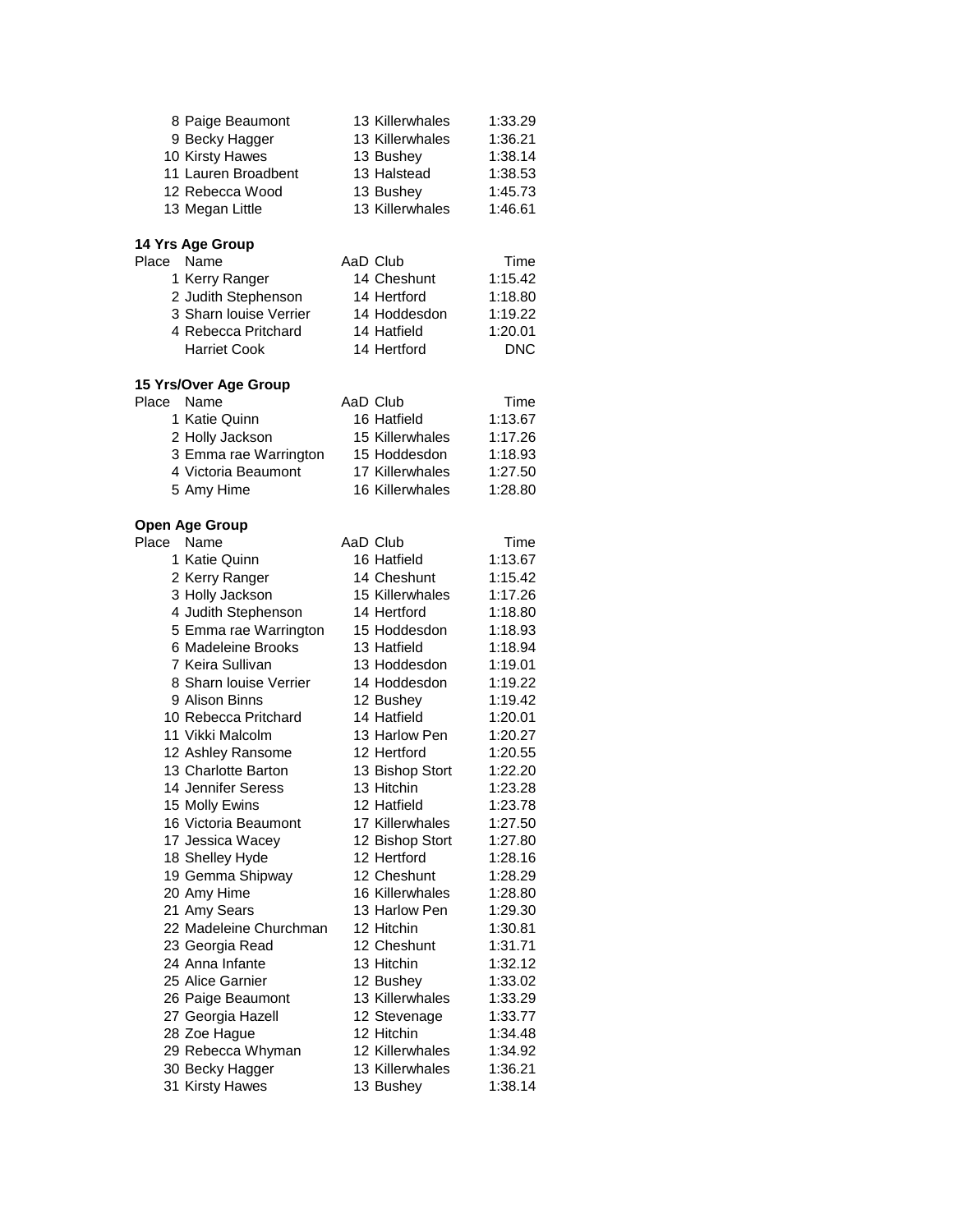| Place | Name | AaD | Club | Time |
|---|---|---|---|---|
| 8 | Paige Beaumont | 13 | Killerwhales | 1:33.29 |
| 9 | Becky Hagger | 13 | Killerwhales | 1:36.21 |
| 10 | Kirsty Hawes | 13 | Bushey | 1:38.14 |
| 11 | Lauren Broadbent | 13 | Halstead | 1:38.53 |
| 12 | Rebecca Wood | 13 | Bushey | 1:45.73 |
| 13 | Megan Little | 13 | Killerwhales | 1:46.61 |

**14 Yrs Age Group**

| Place | Name | AaD | Club | Time |
|---|---|---|---|---|
| 1 | Kerry Ranger | 14 | Cheshunt | 1:15.42 |
| 2 | Judith Stephenson | 14 | Hertford | 1:18.80 |
| 3 | Sharn louise Verrier | 14 | Hoddesdon | 1:19.22 |
| 4 | Rebecca Pritchard | 14 | Hatfield | 1:20.01 |
| | Harriet Cook | 14 | Hertford | DNC |

**15 Yrs/Over Age Group**

| Place | Name | AaD | Club | Time |
|---|---|---|---|---|
| 1 | Katie Quinn | 16 | Hatfield | 1:13.67 |
| 2 | Holly Jackson | 15 | Killerwhales | 1:17.26 |
| 3 | Emma rae Warrington | 15 | Hoddesdon | 1:18.93 |
| 4 | Victoria Beaumont | 17 | Killerwhales | 1:27.50 |
| 5 | Amy Hime | 16 | Killerwhales | 1:28.80 |

**Open Age Group**

| Place | Name | AaD | Club | Time |
|---|---|---|---|---|
| 1 | Katie Quinn | 16 | Hatfield | 1:13.67 |
| 2 | Kerry Ranger | 14 | Cheshunt | 1:15.42 |
| 3 | Holly Jackson | 15 | Killerwhales | 1:17.26 |
| 4 | Judith Stephenson | 14 | Hertford | 1:18.80 |
| 5 | Emma rae Warrington | 15 | Hoddesdon | 1:18.93 |
| 6 | Madeleine Brooks | 13 | Hatfield | 1:18.94 |
| 7 | Keira Sullivan | 13 | Hoddesdon | 1:19.01 |
| 8 | Sharn louise Verrier | 14 | Hoddesdon | 1:19.22 |
| 9 | Alison Binns | 12 | Bushey | 1:19.42 |
| 10 | Rebecca Pritchard | 14 | Hatfield | 1:20.01 |
| 11 | Vikki Malcolm | 13 | Harlow Pen | 1:20.27 |
| 12 | Ashley Ransome | 12 | Hertford | 1:20.55 |
| 13 | Charlotte Barton | 13 | Bishop Stort | 1:22.20 |
| 14 | Jennifer Seress | 13 | Hitchin | 1:23.28 |
| 15 | Molly Ewins | 12 | Hatfield | 1:23.78 |
| 16 | Victoria Beaumont | 17 | Killerwhales | 1:27.50 |
| 17 | Jessica Wacey | 12 | Bishop Stort | 1:27.80 |
| 18 | Shelley Hyde | 12 | Hertford | 1:28.16 |
| 19 | Gemma Shipway | 12 | Cheshunt | 1:28.29 |
| 20 | Amy Hime | 16 | Killerwhales | 1:28.80 |
| 21 | Amy Sears | 13 | Harlow Pen | 1:29.30 |
| 22 | Madeleine Churchman | 12 | Hitchin | 1:30.81 |
| 23 | Georgia Read | 12 | Cheshunt | 1:31.71 |
| 24 | Anna Infante | 13 | Hitchin | 1:32.12 |
| 25 | Alice Garnier | 12 | Bushey | 1:33.02 |
| 26 | Paige Beaumont | 13 | Killerwhales | 1:33.29 |
| 27 | Georgia Hazell | 12 | Stevenage | 1:33.77 |
| 28 | Zoe Hague | 12 | Hitchin | 1:34.48 |
| 29 | Rebecca Whyman | 12 | Killerwhales | 1:34.92 |
| 30 | Becky Hagger | 13 | Killerwhales | 1:36.21 |
| 31 | Kirsty Hawes | 13 | Bushey | 1:38.14 |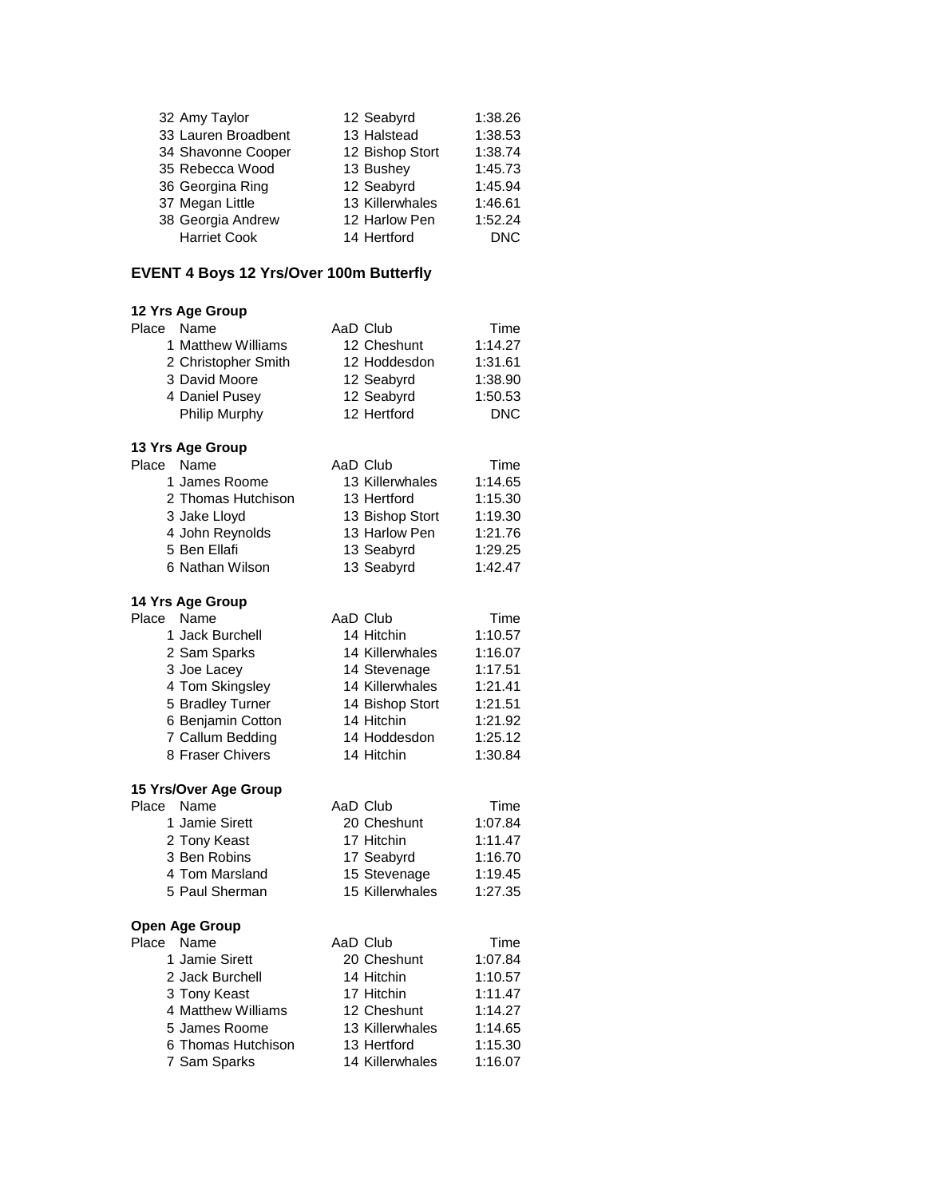| Place | Name | AaD | Club | Time |
|---|---|---|---|---|
| 32 | Amy Taylor | 12 | Seabyrd | 1:38.26 |
| 33 | Lauren Broadbent | 13 | Halstead | 1:38.53 |
| 34 | Shavonne Cooper | 12 | Bishop Stort | 1:38.74 |
| 35 | Rebecca Wood | 13 | Bushey | 1:45.73 |
| 36 | Georgina Ring | 12 | Seabyrd | 1:45.94 |
| 37 | Megan Little | 13 | Killerwhales | 1:46.61 |
| 38 | Georgia Andrew | 12 | Harlow Pen | 1:52.24 |
| | Harriet Cook | 14 | Hertford | DNC |

## EVENT 4 Boys 12 Yrs/Over 100m Butterfly

### 12 Yrs Age Group

| Place | Name | AaD | Club | Time |
|---|---|---|---|---|
| 1 | Matthew Williams | 12 | Cheshunt | 1:14.27 |
| 2 | Christopher Smith | 12 | Hoddesdon | 1:31.61 |
| 3 | David Moore | 12 | Seabyrd | 1:38.90 |
| 4 | Daniel Pusey | 12 | Seabyrd | 1:50.53 |
| | Philip Murphy | 12 | Hertford | DNC |

### 13 Yrs Age Group

| Place | Name | AaD | Club | Time |
|---|---|---|---|---|
| 1 | James Roome | 13 | Killerwhales | 1:14.65 |
| 2 | Thomas Hutchison | 13 | Hertford | 1:15.30 |
| 3 | Jake Lloyd | 13 | Bishop Stort | 1:19.30 |
| 4 | John Reynolds | 13 | Harlow Pen | 1:21.76 |
| 5 | Ben Ellafi | 13 | Seabyrd | 1:29.25 |
| 6 | Nathan Wilson | 13 | Seabyrd | 1:42.47 |

### 14 Yrs Age Group

| Place | Name | AaD | Club | Time |
|---|---|---|---|---|
| 1 | Jack Burchell | 14 | Hitchin | 1:10.57 |
| 2 | Sam Sparks | 14 | Killerwhales | 1:16.07 |
| 3 | Joe Lacey | 14 | Stevenage | 1:17.51 |
| 4 | Tom Skingsley | 14 | Killerwhales | 1:21.41 |
| 5 | Bradley Turner | 14 | Bishop Stort | 1:21.51 |
| 6 | Benjamin Cotton | 14 | Hitchin | 1:21.92 |
| 7 | Callum Bedding | 14 | Hoddesdon | 1:25.12 |
| 8 | Fraser Chivers | 14 | Hitchin | 1:30.84 |

### 15 Yrs/Over Age Group

| Place | Name | AaD | Club | Time |
|---|---|---|---|---|
| 1 | Jamie Sirett | 20 | Cheshunt | 1:07.84 |
| 2 | Tony Keast | 17 | Hitchin | 1:11.47 |
| 3 | Ben Robins | 17 | Seabyrd | 1:16.70 |
| 4 | Tom Marsland | 15 | Stevenage | 1:19.45 |
| 5 | Paul Sherman | 15 | Killerwhales | 1:27.35 |

### Open Age Group

| Place | Name | AaD | Club | Time |
|---|---|---|---|---|
| 1 | Jamie Sirett | 20 | Cheshunt | 1:07.84 |
| 2 | Jack Burchell | 14 | Hitchin | 1:10.57 |
| 3 | Tony Keast | 17 | Hitchin | 1:11.47 |
| 4 | Matthew Williams | 12 | Cheshunt | 1:14.27 |
| 5 | James Roome | 13 | Killerwhales | 1:14.65 |
| 6 | Thomas Hutchison | 13 | Hertford | 1:15.30 |
| 7 | Sam Sparks | 14 | Killerwhales | 1:16.07 |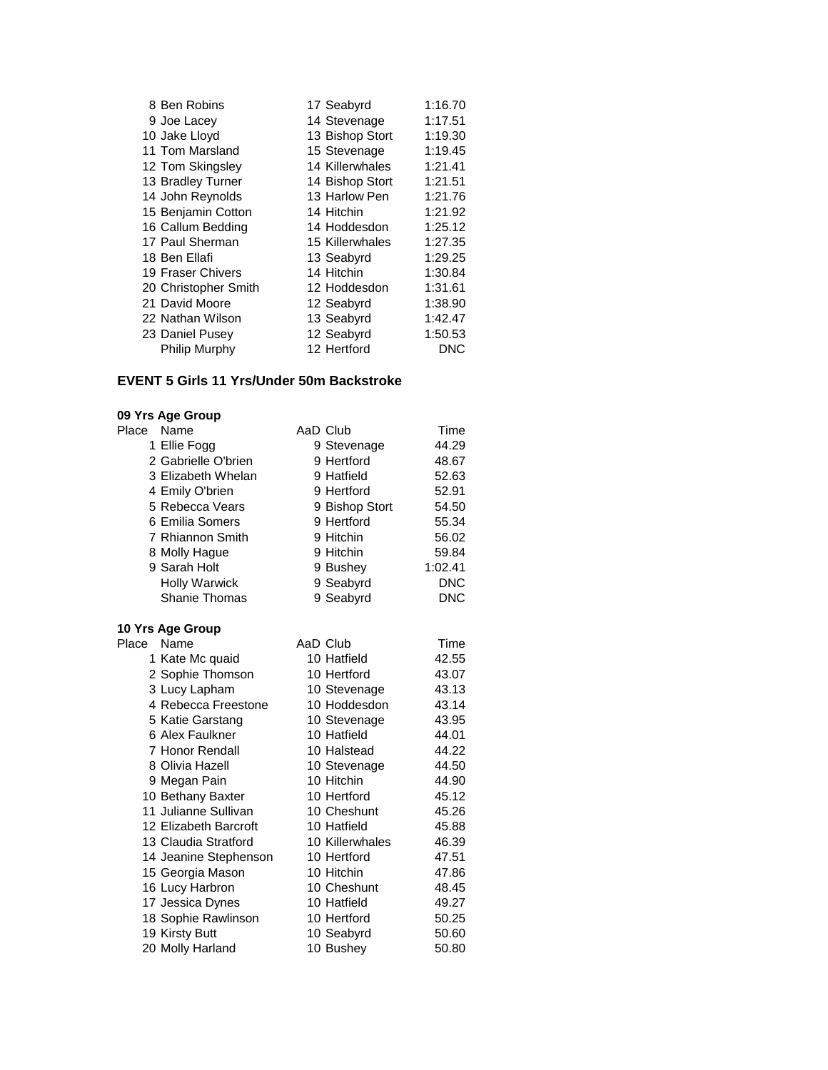| Place | Name | AaD | Club | Time |
|---|---|---|---|---|
| 8 | Ben Robins | 17 | Seabyrd | 1:16.70 |
| 9 | Joe Lacey | 14 | Stevenage | 1:17.51 |
| 10 | Jake Lloyd | 13 | Bishop Stort | 1:19.30 |
| 11 | Tom Marsland | 15 | Stevenage | 1:19.45 |
| 12 | Tom Skingsley | 14 | Killerwhales | 1:21.41 |
| 13 | Bradley Turner | 14 | Bishop Stort | 1:21.51 |
| 14 | John Reynolds | 13 | Harlow Pen | 1:21.76 |
| 15 | Benjamin Cotton | 14 | Hitchin | 1:21.92 |
| 16 | Callum Bedding | 14 | Hoddesdon | 1:25.12 |
| 17 | Paul Sherman | 15 | Killerwhales | 1:27.35 |
| 18 | Ben Ellafi | 13 | Seabyrd | 1:29.25 |
| 19 | Fraser Chivers | 14 | Hitchin | 1:30.84 |
| 20 | Christopher Smith | 12 | Hoddesdon | 1:31.61 |
| 21 | David Moore | 12 | Seabyrd | 1:38.90 |
| 22 | Nathan Wilson | 13 | Seabyrd | 1:42.47 |
| 23 | Daniel Pusey | 12 | Seabyrd | 1:50.53 |
| | Philip Murphy | 12 | Hertford | DNC |

**EVENT 5 Girls 11 Yrs/Under 50m Backstroke**

**09 Yrs Age Group**

| Place | Name | AaD | Club | Time |
|---|---|---|---|---|
| 1 | Ellie Fogg | 9 | Stevenage | 44.29 |
| 2 | Gabrielle O'brien | 9 | Hertford | 48.67 |
| 3 | Elizabeth Whelan | 9 | Hatfield | 52.63 |
| 4 | Emily O'brien | 9 | Hertford | 52.91 |
| 5 | Rebecca Vears | 9 | Bishop Stort | 54.50 |
| 6 | Emilia Somers | 9 | Hertford | 55.34 |
| 7 | Rhiannon Smith | 9 | Hitchin | 56.02 |
| 8 | Molly Hague | 9 | Hitchin | 59.84 |
| 9 | Sarah Holt | 9 | Bushey | 1:02.41 |
| | Holly Warwick | 9 | Seabyrd | DNC |
| | Shanie Thomas | 9 | Seabyrd | DNC |

**10 Yrs Age Group**

| Place | Name | AaD | Club | Time |
|---|---|---|---|---|
| 1 | Kate Mc quaid | 10 | Hatfield | 42.55 |
| 2 | Sophie Thomson | 10 | Hertford | 43.07 |
| 3 | Lucy Lapham | 10 | Stevenage | 43.13 |
| 4 | Rebecca Freestone | 10 | Hoddesdon | 43.14 |
| 5 | Katie Garstang | 10 | Stevenage | 43.95 |
| 6 | Alex Faulkner | 10 | Hatfield | 44.01 |
| 7 | Honor Rendall | 10 | Halstead | 44.22 |
| 8 | Olivia Hazell | 10 | Stevenage | 44.50 |
| 9 | Megan Pain | 10 | Hitchin | 44.90 |
| 10 | Bethany Baxter | 10 | Hertford | 45.12 |
| 11 | Julianne Sullivan | 10 | Cheshunt | 45.26 |
| 12 | Elizabeth Barcroft | 10 | Hatfield | 45.88 |
| 13 | Claudia Stratford | 10 | Killerwhales | 46.39 |
| 14 | Jeanine Stephenson | 10 | Hertford | 47.51 |
| 15 | Georgia Mason | 10 | Hitchin | 47.86 |
| 16 | Lucy Harbron | 10 | Cheshunt | 48.45 |
| 17 | Jessica Dynes | 10 | Hatfield | 49.27 |
| 18 | Sophie Rawlinson | 10 | Hertford | 50.25 |
| 19 | Kirsty Butt | 10 | Seabyrd | 50.60 |
| 20 | Molly Harland | 10 | Bushey | 50.80 |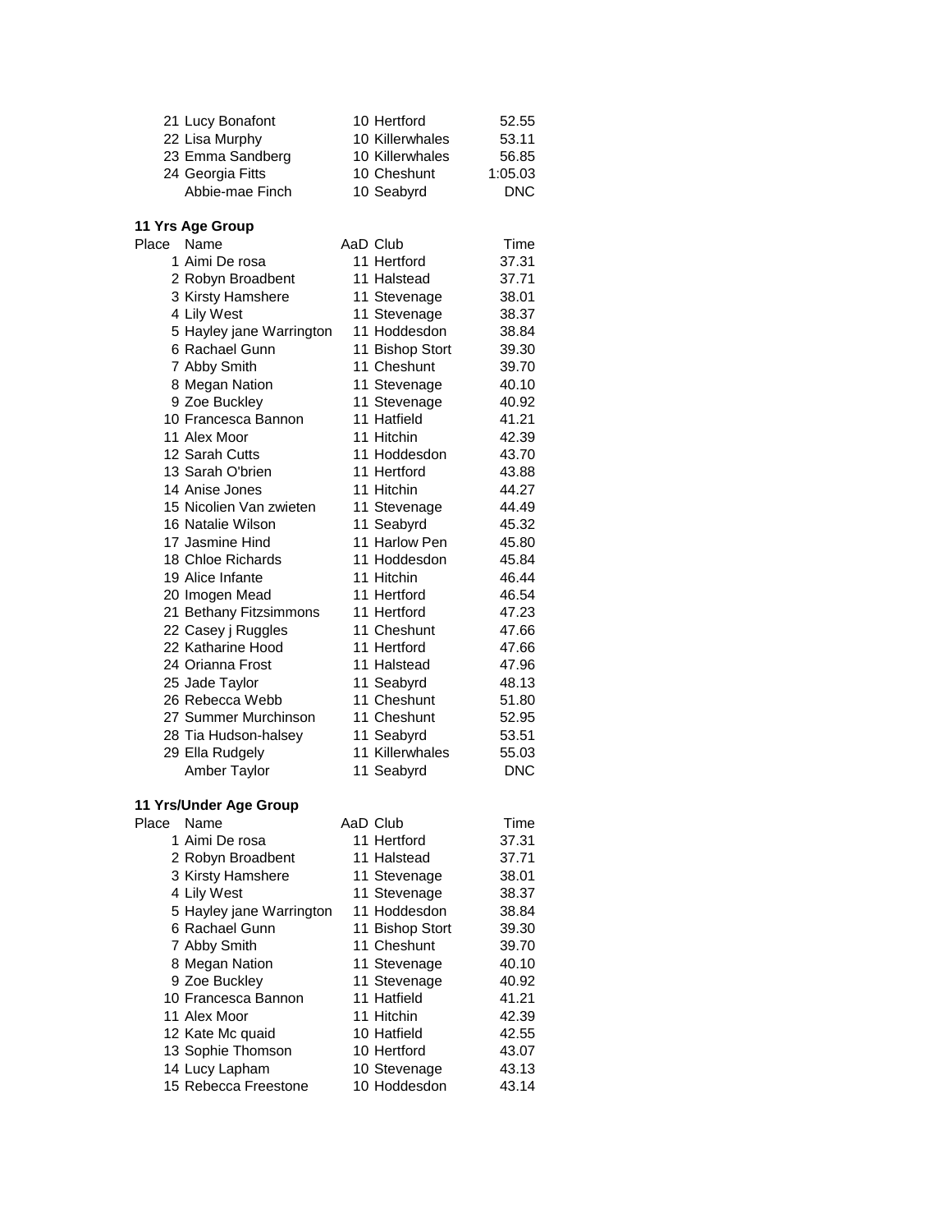| Place | Name | AaD | Club | Time |
|---|---|---|---|---|
| 21 | Lucy Bonafont | 10 | Hertford | 52.55 |
| 22 | Lisa Murphy | 10 | Killerwhales | 53.11 |
| 23 | Emma Sandberg | 10 | Killerwhales | 56.85 |
| 24 | Georgia Fitts | 10 | Cheshunt | 1:05.03 |
| | Abbie-mae Finch | 10 | Seabyrd | DNC |

**11 Yrs Age Group**

| Place | Name | AaD | Club | Time |
|---|---|---|---|---|
| 1 | Aimi De rosa | 11 | Hertford | 37.31 |
| 2 | Robyn Broadbent | 11 | Halstead | 37.71 |
| 3 | Kirsty Hamshere | 11 | Stevenage | 38.01 |
| 4 | Lily West | 11 | Stevenage | 38.37 |
| 5 | Hayley jane Warrington | 11 | Hoddesdon | 38.84 |
| 6 | Rachael Gunn | 11 | Bishop Stort | 39.30 |
| 7 | Abby Smith | 11 | Cheshunt | 39.70 |
| 8 | Megan Nation | 11 | Stevenage | 40.10 |
| 9 | Zoe Buckley | 11 | Stevenage | 40.92 |
| 10 | Francesca Bannon | 11 | Hatfield | 41.21 |
| 11 | Alex Moor | 11 | Hitchin | 42.39 |
| 12 | Sarah Cutts | 11 | Hoddesdon | 43.70 |
| 13 | Sarah O'brien | 11 | Hertford | 43.88 |
| 14 | Anise Jones | 11 | Hitchin | 44.27 |
| 15 | Nicolien Van zwieten | 11 | Stevenage | 44.49 |
| 16 | Natalie Wilson | 11 | Seabyrd | 45.32 |
| 17 | Jasmine Hind | 11 | Harlow Pen | 45.80 |
| 18 | Chloe Richards | 11 | Hoddesdon | 45.84 |
| 19 | Alice Infante | 11 | Hitchin | 46.44 |
| 20 | Imogen Mead | 11 | Hertford | 46.54 |
| 21 | Bethany Fitzsimmons | 11 | Hertford | 47.23 |
| 22 | Casey j Ruggles | 11 | Cheshunt | 47.66 |
| 22 | Katharine Hood | 11 | Hertford | 47.66 |
| 24 | Orianna Frost | 11 | Halstead | 47.96 |
| 25 | Jade Taylor | 11 | Seabyrd | 48.13 |
| 26 | Rebecca Webb | 11 | Cheshunt | 51.80 |
| 27 | Summer Murchinson | 11 | Cheshunt | 52.95 |
| 28 | Tia Hudson-halsey | 11 | Seabyrd | 53.51 |
| 29 | Ella Rudgely | 11 | Killerwhales | 55.03 |
| | Amber Taylor | 11 | Seabyrd | DNC |

**11 Yrs/Under Age Group**

| Place | Name | AaD | Club | Time |
|---|---|---|---|---|
| 1 | Aimi De rosa | 11 | Hertford | 37.31 |
| 2 | Robyn Broadbent | 11 | Halstead | 37.71 |
| 3 | Kirsty Hamshere | 11 | Stevenage | 38.01 |
| 4 | Lily West | 11 | Stevenage | 38.37 |
| 5 | Hayley jane Warrington | 11 | Hoddesdon | 38.84 |
| 6 | Rachael Gunn | 11 | Bishop Stort | 39.30 |
| 7 | Abby Smith | 11 | Cheshunt | 39.70 |
| 8 | Megan Nation | 11 | Stevenage | 40.10 |
| 9 | Zoe Buckley | 11 | Stevenage | 40.92 |
| 10 | Francesca Bannon | 11 | Hatfield | 41.21 |
| 11 | Alex Moor | 11 | Hitchin | 42.39 |
| 12 | Kate Mc quaid | 10 | Hatfield | 42.55 |
| 13 | Sophie Thomson | 10 | Hertford | 43.07 |
| 14 | Lucy Lapham | 10 | Stevenage | 43.13 |
| 15 | Rebecca Freestone | 10 | Hoddesdon | 43.14 |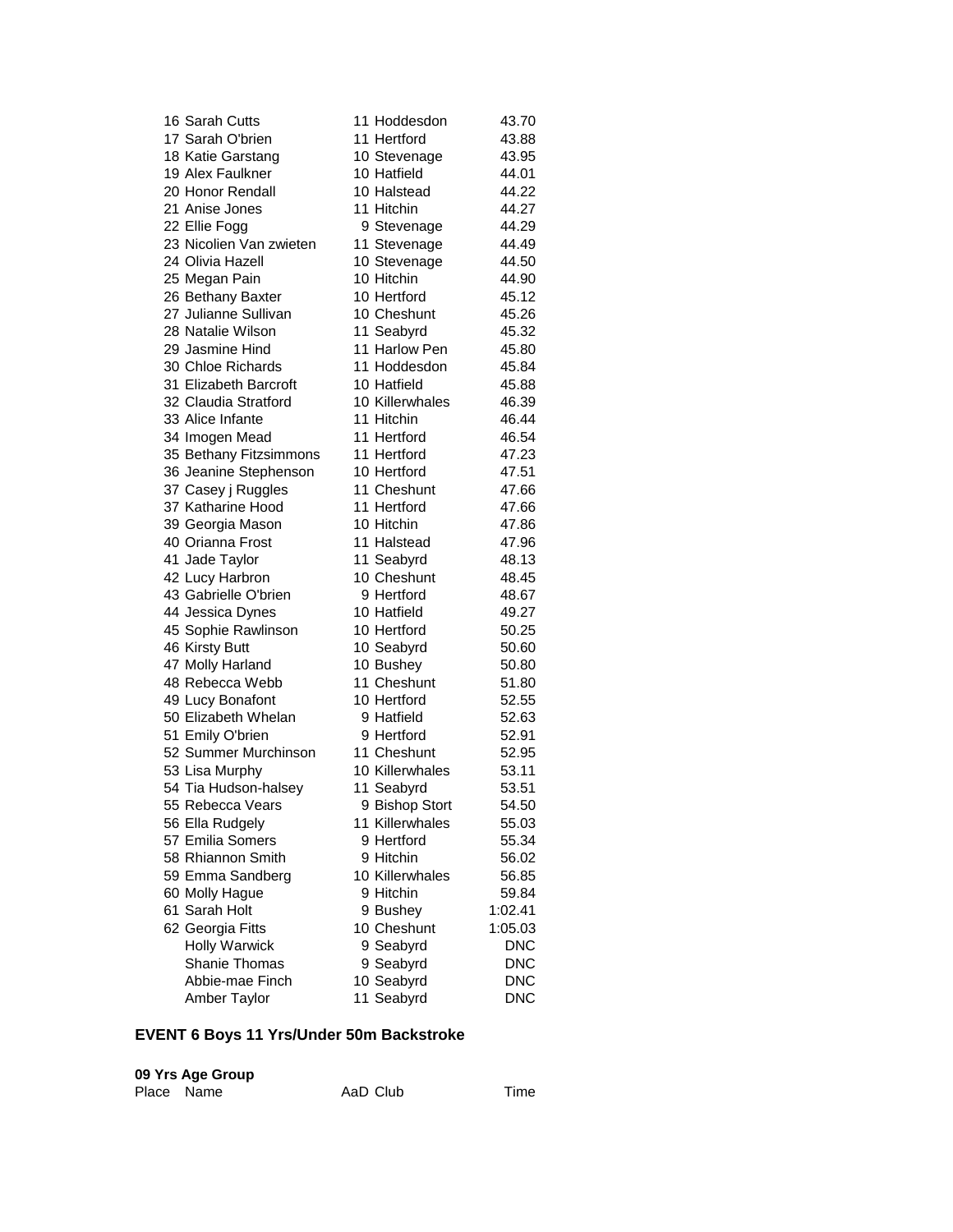| Place | Name | AaD | Club | Time |
|---|---|---|---|---|
| 16 | Sarah Cutts | 11 | Hoddesdon | 43.70 |
| 17 | Sarah O'brien | 11 | Hertford | 43.88 |
| 18 | Katie Garstang | 10 | Stevenage | 43.95 |
| 19 | Alex Faulkner | 10 | Hatfield | 44.01 |
| 20 | Honor Rendall | 10 | Halstead | 44.22 |
| 21 | Anise Jones | 11 | Hitchin | 44.27 |
| 22 | Ellie Fogg | 9 | Stevenage | 44.29 |
| 23 | Nicolien Van zwieten | 11 | Stevenage | 44.49 |
| 24 | Olivia Hazell | 10 | Stevenage | 44.50 |
| 25 | Megan Pain | 10 | Hitchin | 44.90 |
| 26 | Bethany Baxter | 10 | Hertford | 45.12 |
| 27 | Julianne Sullivan | 10 | Cheshunt | 45.26 |
| 28 | Natalie Wilson | 11 | Seabyrd | 45.32 |
| 29 | Jasmine Hind | 11 | Harlow Pen | 45.80 |
| 30 | Chloe Richards | 11 | Hoddesdon | 45.84 |
| 31 | Elizabeth Barcroft | 10 | Hatfield | 45.88 |
| 32 | Claudia Stratford | 10 | Killerwhales | 46.39 |
| 33 | Alice Infante | 11 | Hitchin | 46.44 |
| 34 | Imogen Mead | 11 | Hertford | 46.54 |
| 35 | Bethany Fitzsimmons | 11 | Hertford | 47.23 |
| 36 | Jeanine Stephenson | 10 | Hertford | 47.51 |
| 37 | Casey j Ruggles | 11 | Cheshunt | 47.66 |
| 37 | Katharine Hood | 11 | Hertford | 47.66 |
| 39 | Georgia Mason | 10 | Hitchin | 47.86 |
| 40 | Orianna Frost | 11 | Halstead | 47.96 |
| 41 | Jade Taylor | 11 | Seabyrd | 48.13 |
| 42 | Lucy Harbron | 10 | Cheshunt | 48.45 |
| 43 | Gabrielle O'brien | 9 | Hertford | 48.67 |
| 44 | Jessica Dynes | 10 | Hatfield | 49.27 |
| 45 | Sophie Rawlinson | 10 | Hertford | 50.25 |
| 46 | Kirsty Butt | 10 | Seabyrd | 50.60 |
| 47 | Molly Harland | 10 | Bushey | 50.80 |
| 48 | Rebecca Webb | 11 | Cheshunt | 51.80 |
| 49 | Lucy Bonafont | 10 | Hertford | 52.55 |
| 50 | Elizabeth Whelan | 9 | Hatfield | 52.63 |
| 51 | Emily O'brien | 9 | Hertford | 52.91 |
| 52 | Summer Murchinson | 11 | Cheshunt | 52.95 |
| 53 | Lisa Murphy | 10 | Killerwhales | 53.11 |
| 54 | Tia Hudson-halsey | 11 | Seabyrd | 53.51 |
| 55 | Rebecca Vears | 9 | Bishop Stort | 54.50 |
| 56 | Ella Rudgely | 11 | Killerwhales | 55.03 |
| 57 | Emilia Somers | 9 | Hertford | 55.34 |
| 58 | Rhiannon Smith | 9 | Hitchin | 56.02 |
| 59 | Emma Sandberg | 10 | Killerwhales | 56.85 |
| 60 | Molly Hague | 9 | Hitchin | 59.84 |
| 61 | Sarah Holt | 9 | Bushey | 1:02.41 |
| 62 | Georgia Fitts | 10 | Cheshunt | 1:05.03 |
| | Holly Warwick | 9 | Seabyrd | DNC |
| | Shanie Thomas | 9 | Seabyrd | DNC |
| | Abbie-mae Finch | 10 | Seabyrd | DNC |
| | Amber Taylor | 11 | Seabyrd | DNC |

## EVENT 6 Boys 11 Yrs/Under 50m Backstroke

**09 Yrs Age Group**

| Place | Name | AaD | Club | Time |
|---|---|---|---|---|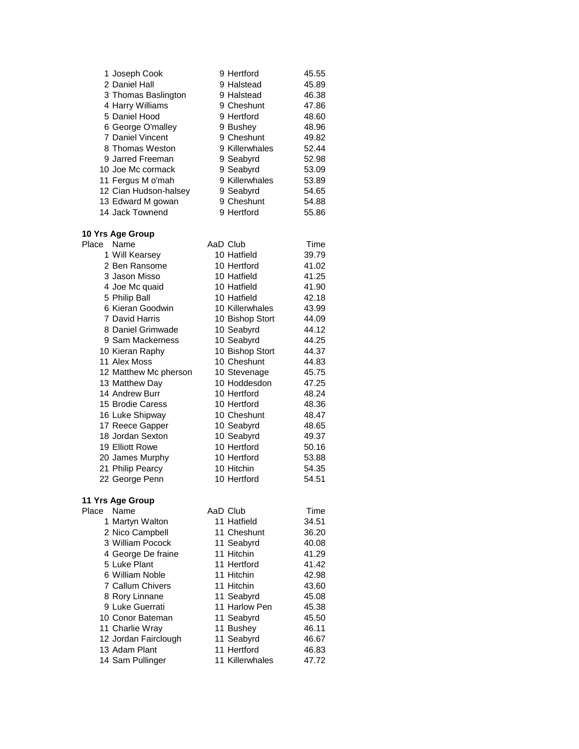| Place | Name | AaD | Club | Time |
|---|---|---|---|---|
| 1 | Joseph Cook | 9 | Hertford | 45.55 |
| 2 | Daniel Hall | 9 | Halstead | 45.89 |
| 3 | Thomas Baslington | 9 | Halstead | 46.38 |
| 4 | Harry Williams | 9 | Cheshunt | 47.86 |
| 5 | Daniel Hood | 9 | Hertford | 48.60 |
| 6 | George O'malley | 9 | Bushey | 48.96 |
| 7 | Daniel Vincent | 9 | Cheshunt | 49.82 |
| 8 | Thomas Weston | 9 | Killerwhales | 52.44 |
| 9 | Jarred Freeman | 9 | Seabyrd | 52.98 |
| 10 | Joe Mc cormack | 9 | Seabyrd | 53.09 |
| 11 | Fergus M o'mah | 9 | Killerwhales | 53.89 |
| 12 | Cian Hudson-halsey | 9 | Seabyrd | 54.65 |
| 13 | Edward M gowan | 9 | Cheshunt | 54.88 |
| 14 | Jack Townend | 9 | Hertford | 55.86 |

**10 Yrs Age Group**

| Place | Name | AaD | Club | Time |
|---|---|---|---|---|
| 1 | Will Kearsey | 10 | Hatfield | 39.79 |
| 2 | Ben Ransome | 10 | Hertford | 41.02 |
| 3 | Jason Misso | 10 | Hatfield | 41.25 |
| 4 | Joe Mc quaid | 10 | Hatfield | 41.90 |
| 5 | Philip Ball | 10 | Hatfield | 42.18 |
| 6 | Kieran Goodwin | 10 | Killerwhales | 43.99 |
| 7 | David Harris | 10 | Bishop Stort | 44.09 |
| 8 | Daniel Grimwade | 10 | Seabyrd | 44.12 |
| 9 | Sam Mackerness | 10 | Seabyrd | 44.25 |
| 10 | Kieran Raphy | 10 | Bishop Stort | 44.37 |
| 11 | Alex Moss | 10 | Cheshunt | 44.83 |
| 12 | Matthew Mc pherson | 10 | Stevenage | 45.75 |
| 13 | Matthew Day | 10 | Hoddesdon | 47.25 |
| 14 | Andrew Burr | 10 | Hertford | 48.24 |
| 15 | Brodie Caress | 10 | Hertford | 48.36 |
| 16 | Luke Shipway | 10 | Cheshunt | 48.47 |
| 17 | Reece Gapper | 10 | Seabyrd | 48.65 |
| 18 | Jordan Sexton | 10 | Seabyrd | 49.37 |
| 19 | Elliott Rowe | 10 | Hertford | 50.16 |
| 20 | James Murphy | 10 | Hertford | 53.88 |
| 21 | Philip Pearcy | 10 | Hitchin | 54.35 |
| 22 | George Penn | 10 | Hertford | 54.51 |

**11 Yrs Age Group**

| Place | Name | AaD | Club | Time |
|---|---|---|---|---|
| 1 | Martyn Walton | 11 | Hatfield | 34.51 |
| 2 | Nico Campbell | 11 | Cheshunt | 36.20 |
| 3 | William Pocock | 11 | Seabyrd | 40.08 |
| 4 | George De fraine | 11 | Hitchin | 41.29 |
| 5 | Luke Plant | 11 | Hertford | 41.42 |
| 6 | William Noble | 11 | Hitchin | 42.98 |
| 7 | Callum Chivers | 11 | Hitchin | 43.60 |
| 8 | Rory Linnane | 11 | Seabyrd | 45.08 |
| 9 | Luke Guerrati | 11 | Harlow Pen | 45.38 |
| 10 | Conor Bateman | 11 | Seabyrd | 45.50 |
| 11 | Charlie Wray | 11 | Bushey | 46.11 |
| 12 | Jordan Fairclough | 11 | Seabyrd | 46.67 |
| 13 | Adam Plant | 11 | Hertford | 46.83 |
| 14 | Sam Pullinger | 11 | Killerwhales | 47.72 |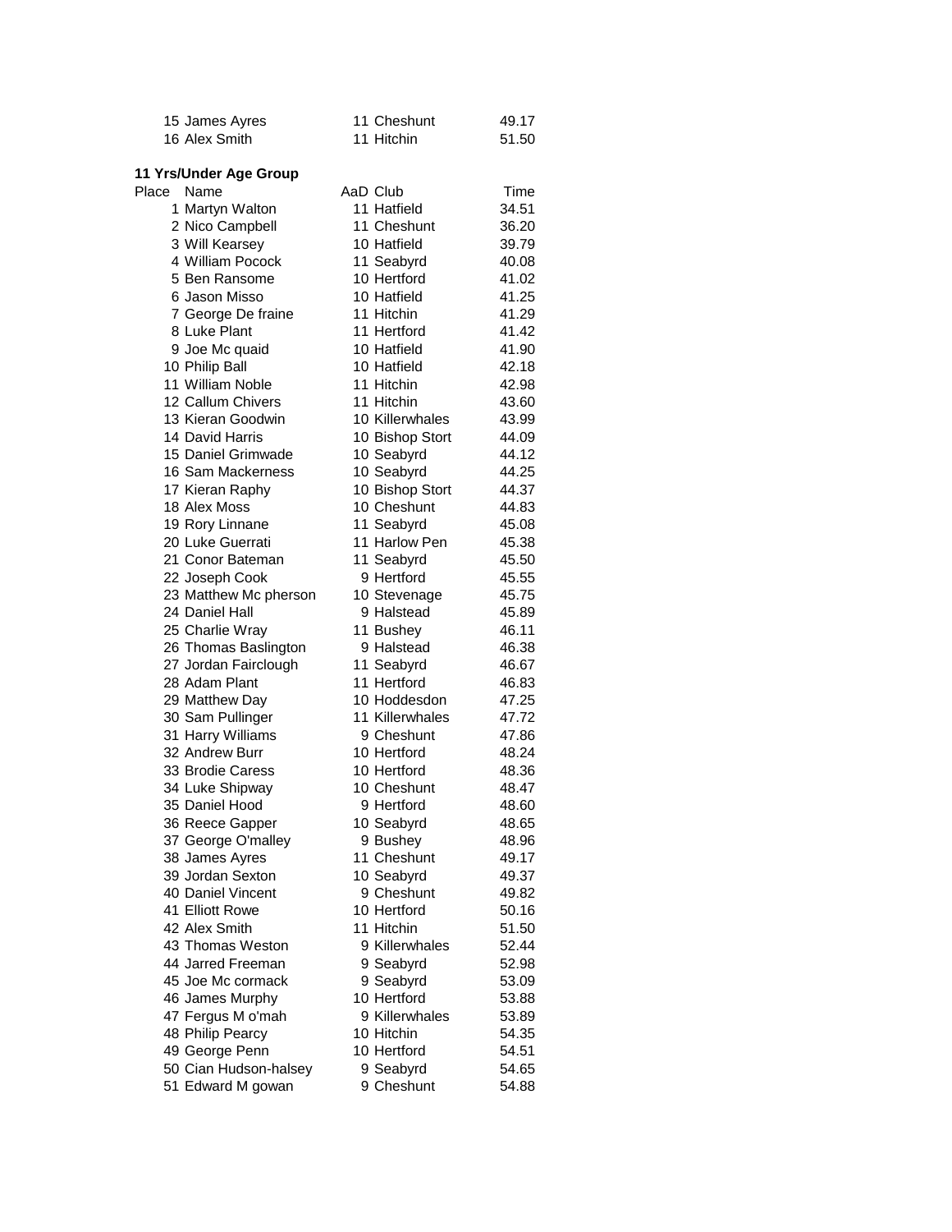| | | | |
|---|---|---|---|
| 15 | James Ayres | 11 Cheshunt | 49.17 |
| 16 | Alex Smith | 11 Hitchin | 51.50 |

**11 Yrs/Under Age Group**

| Place | Name | AaD Club | Time |
|---|---|---|---|
| 1 | Martyn Walton | 11 Hatfield | 34.51 |
| 2 | Nico Campbell | 11 Cheshunt | 36.20 |
| 3 | Will Kearsey | 10 Hatfield | 39.79 |
| 4 | William Pocock | 11 Seabyrd | 40.08 |
| 5 | Ben Ransome | 10 Hertford | 41.02 |
| 6 | Jason Misso | 10 Hatfield | 41.25 |
| 7 | George De fraine | 11 Hitchin | 41.29 |
| 8 | Luke Plant | 11 Hertford | 41.42 |
| 9 | Joe Mc quaid | 10 Hatfield | 41.90 |
| 10 | Philip Ball | 10 Hatfield | 42.18 |
| 11 | William Noble | 11 Hitchin | 42.98 |
| 12 | Callum Chivers | 11 Hitchin | 43.60 |
| 13 | Kieran Goodwin | 10 Killerwhales | 43.99 |
| 14 | David Harris | 10 Bishop Stort | 44.09 |
| 15 | Daniel Grimwade | 10 Seabyrd | 44.12 |
| 16 | Sam Mackerness | 10 Seabyrd | 44.25 |
| 17 | Kieran Raphy | 10 Bishop Stort | 44.37 |
| 18 | Alex Moss | 10 Cheshunt | 44.83 |
| 19 | Rory Linnane | 11 Seabyrd | 45.08 |
| 20 | Luke Guerrati | 11 Harlow Pen | 45.38 |
| 21 | Conor Bateman | 11 Seabyrd | 45.50 |
| 22 | Joseph Cook | 9 Hertford | 45.55 |
| 23 | Matthew Mc pherson | 10 Stevenage | 45.75 |
| 24 | Daniel Hall | 9 Halstead | 45.89 |
| 25 | Charlie Wray | 11 Bushey | 46.11 |
| 26 | Thomas Baslington | 9 Halstead | 46.38 |
| 27 | Jordan Fairclough | 11 Seabyrd | 46.67 |
| 28 | Adam Plant | 11 Hertford | 46.83 |
| 29 | Matthew Day | 10 Hoddesdon | 47.25 |
| 30 | Sam Pullinger | 11 Killerwhales | 47.72 |
| 31 | Harry Williams | 9 Cheshunt | 47.86 |
| 32 | Andrew Burr | 10 Hertford | 48.24 |
| 33 | Brodie Caress | 10 Hertford | 48.36 |
| 34 | Luke Shipway | 10 Cheshunt | 48.47 |
| 35 | Daniel Hood | 9 Hertford | 48.60 |
| 36 | Reece Gapper | 10 Seabyrd | 48.65 |
| 37 | George O'malley | 9 Bushey | 48.96 |
| 38 | James Ayres | 11 Cheshunt | 49.17 |
| 39 | Jordan Sexton | 10 Seabyrd | 49.37 |
| 40 | Daniel Vincent | 9 Cheshunt | 49.82 |
| 41 | Elliott Rowe | 10 Hertford | 50.16 |
| 42 | Alex Smith | 11 Hitchin | 51.50 |
| 43 | Thomas Weston | 9 Killerwhales | 52.44 |
| 44 | Jarred Freeman | 9 Seabyrd | 52.98 |
| 45 | Joe Mc cormack | 9 Seabyrd | 53.09 |
| 46 | James Murphy | 10 Hertford | 53.88 |
| 47 | Fergus M o'mah | 9 Killerwhales | 53.89 |
| 48 | Philip Pearcy | 10 Hitchin | 54.35 |
| 49 | George Penn | 10 Hertford | 54.51 |
| 50 | Cian Hudson-halsey | 9 Seabyrd | 54.65 |
| 51 | Edward M gowan | 9 Cheshunt | 54.88 |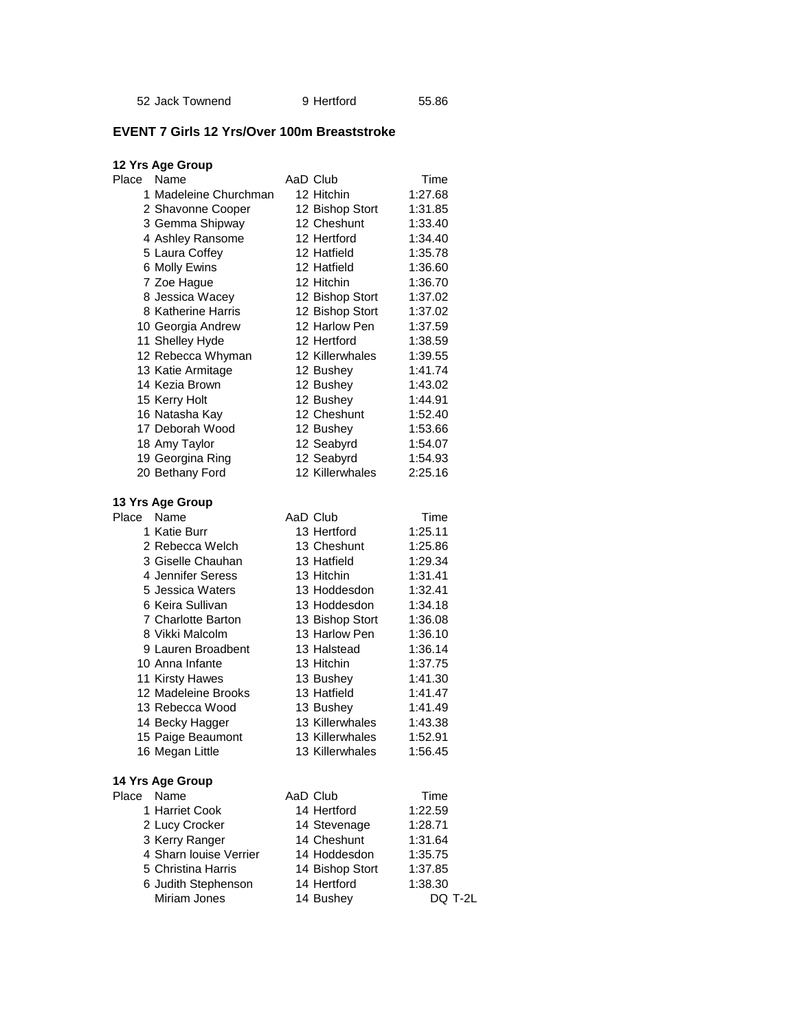| | | | |
|---|---|---|---|
| 52 | Jack Townend | 9 Hertford | 55.86 |

## EVENT 7 Girls 12 Yrs/Over 100m Breaststroke

### 12 Yrs Age Group

| Place | Name | AaD | Club | Time |
|---|---|---|---|---|
| 1 | Madeleine Churchman | 12 | Hitchin | 1:27.68 |
| 2 | Shavonne Cooper | 12 | Bishop Stort | 1:31.85 |
| 3 | Gemma Shipway | 12 | Cheshunt | 1:33.40 |
| 4 | Ashley Ransome | 12 | Hertford | 1:34.40 |
| 5 | Laura Coffey | 12 | Hatfield | 1:35.78 |
| 6 | Molly Ewins | 12 | Hatfield | 1:36.60 |
| 7 | Zoe Hague | 12 | Hitchin | 1:36.70 |
| 8 | Jessica Wacey | 12 | Bishop Stort | 1:37.02 |
| 8 | Katherine Harris | 12 | Bishop Stort | 1:37.02 |
| 10 | Georgia Andrew | 12 | Harlow Pen | 1:37.59 |
| 11 | Shelley Hyde | 12 | Hertford | 1:38.59 |
| 12 | Rebecca Whyman | 12 | Killerwhales | 1:39.55 |
| 13 | Katie Armitage | 12 | Bushey | 1:41.74 |
| 14 | Kezia Brown | 12 | Bushey | 1:43.02 |
| 15 | Kerry Holt | 12 | Bushey | 1:44.91 |
| 16 | Natasha Kay | 12 | Cheshunt | 1:52.40 |
| 17 | Deborah Wood | 12 | Bushey | 1:53.66 |
| 18 | Amy Taylor | 12 | Seabyrd | 1:54.07 |
| 19 | Georgina Ring | 12 | Seabyrd | 1:54.93 |
| 20 | Bethany Ford | 12 | Killerwhales | 2:25.16 |

### 13 Yrs Age Group

| Place | Name | AaD | Club | Time |
|---|---|---|---|---|
| 1 | Katie Burr | 13 | Hertford | 1:25.11 |
| 2 | Rebecca Welch | 13 | Cheshunt | 1:25.86 |
| 3 | Giselle Chauhan | 13 | Hatfield | 1:29.34 |
| 4 | Jennifer Seress | 13 | Hitchin | 1:31.41 |
| 5 | Jessica Waters | 13 | Hoddesdon | 1:32.41 |
| 6 | Keira Sullivan | 13 | Hoddesdon | 1:34.18 |
| 7 | Charlotte Barton | 13 | Bishop Stort | 1:36.08 |
| 8 | Vikki Malcolm | 13 | Harlow Pen | 1:36.10 |
| 9 | Lauren Broadbent | 13 | Halstead | 1:36.14 |
| 10 | Anna Infante | 13 | Hitchin | 1:37.75 |
| 11 | Kirsty Hawes | 13 | Bushey | 1:41.30 |
| 12 | Madeleine Brooks | 13 | Hatfield | 1:41.47 |
| 13 | Rebecca Wood | 13 | Bushey | 1:41.49 |
| 14 | Becky Hagger | 13 | Killerwhales | 1:43.38 |
| 15 | Paige Beaumont | 13 | Killerwhales | 1:52.91 |
| 16 | Megan Little | 13 | Killerwhales | 1:56.45 |

### 14 Yrs Age Group

| Place | Name | AaD | Club | Time |
|---|---|---|---|---|
| 1 | Harriet Cook | 14 | Hertford | 1:22.59 |
| 2 | Lucy Crocker | 14 | Stevenage | 1:28.71 |
| 3 | Kerry Ranger | 14 | Cheshunt | 1:31.64 |
| 4 | Sharn louise Verrier | 14 | Hoddesdon | 1:35.75 |
| 5 | Christina Harris | 14 | Bishop Stort | 1:37.85 |
| 6 | Judith Stephenson | 14 | Hertford | 1:38.30 |
| | Miriam Jones | 14 | Bushey | DQ T-2L |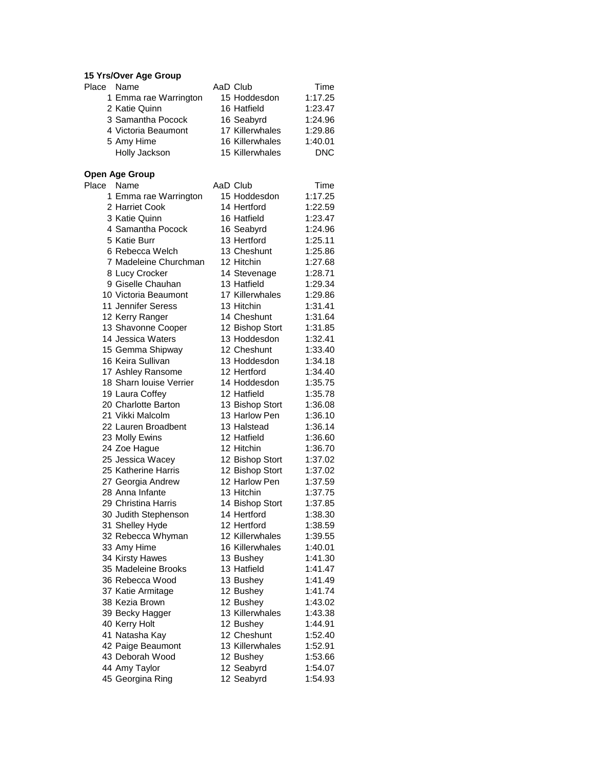**15 Yrs/Over Age Group**

| Place | Name | AaD | Club | Time |
|---|---|---|---|---|
| 1 | Emma rae Warrington | 15 | Hoddesdon | 1:17.25 |
| 2 | Katie Quinn | 16 | Hatfield | 1:23.47 |
| 3 | Samantha Pocock | 16 | Seabyrd | 1:24.96 |
| 4 | Victoria Beaumont | 17 | Killerwhales | 1:29.86 |
| 5 | Amy Hime | 16 | Killerwhales | 1:40.01 |
| | Holly Jackson | 15 | Killerwhales | DNC |

**Open Age Group**

| Place | Name | AaD | Club | Time |
|---|---|---|---|---|
| 1 | Emma rae Warrington | 15 | Hoddesdon | 1:17.25 |
| 2 | Harriet Cook | 14 | Hertford | 1:22.59 |
| 3 | Katie Quinn | 16 | Hatfield | 1:23.47 |
| 4 | Samantha Pocock | 16 | Seabyrd | 1:24.96 |
| 5 | Katie Burr | 13 | Hertford | 1:25.11 |
| 6 | Rebecca Welch | 13 | Cheshunt | 1:25.86 |
| 7 | Madeleine Churchman | 12 | Hitchin | 1:27.68 |
| 8 | Lucy Crocker | 14 | Stevenage | 1:28.71 |
| 9 | Giselle Chauhan | 13 | Hatfield | 1:29.34 |
| 10 | Victoria Beaumont | 17 | Killerwhales | 1:29.86 |
| 11 | Jennifer Seress | 13 | Hitchin | 1:31.41 |
| 12 | Kerry Ranger | 14 | Cheshunt | 1:31.64 |
| 13 | Shavonne Cooper | 12 | Bishop Stort | 1:31.85 |
| 14 | Jessica Waters | 13 | Hoddesdon | 1:32.41 |
| 15 | Gemma Shipway | 12 | Cheshunt | 1:33.40 |
| 16 | Keira Sullivan | 13 | Hoddesdon | 1:34.18 |
| 17 | Ashley Ransome | 12 | Hertford | 1:34.40 |
| 18 | Sharn louise Verrier | 14 | Hoddesdon | 1:35.75 |
| 19 | Laura Coffey | 12 | Hatfield | 1:35.78 |
| 20 | Charlotte Barton | 13 | Bishop Stort | 1:36.08 |
| 21 | Vikki Malcolm | 13 | Harlow Pen | 1:36.10 |
| 22 | Lauren Broadbent | 13 | Halstead | 1:36.14 |
| 23 | Molly Ewins | 12 | Hatfield | 1:36.60 |
| 24 | Zoe Hague | 12 | Hitchin | 1:36.70 |
| 25 | Jessica Wacey | 12 | Bishop Stort | 1:37.02 |
| 25 | Katherine Harris | 12 | Bishop Stort | 1:37.02 |
| 27 | Georgia Andrew | 12 | Harlow Pen | 1:37.59 |
| 28 | Anna Infante | 13 | Hitchin | 1:37.75 |
| 29 | Christina Harris | 14 | Bishop Stort | 1:37.85 |
| 30 | Judith Stephenson | 14 | Hertford | 1:38.30 |
| 31 | Shelley Hyde | 12 | Hertford | 1:38.59 |
| 32 | Rebecca Whyman | 12 | Killerwhales | 1:39.55 |
| 33 | Amy Hime | 16 | Killerwhales | 1:40.01 |
| 34 | Kirsty Hawes | 13 | Bushey | 1:41.30 |
| 35 | Madeleine Brooks | 13 | Hatfield | 1:41.47 |
| 36 | Rebecca Wood | 13 | Bushey | 1:41.49 |
| 37 | Katie Armitage | 12 | Bushey | 1:41.74 |
| 38 | Kezia Brown | 12 | Bushey | 1:43.02 |
| 39 | Becky Hagger | 13 | Killerwhales | 1:43.38 |
| 40 | Kerry Holt | 12 | Bushey | 1:44.91 |
| 41 | Natasha Kay | 12 | Cheshunt | 1:52.40 |
| 42 | Paige Beaumont | 13 | Killerwhales | 1:52.91 |
| 43 | Deborah Wood | 12 | Bushey | 1:53.66 |
| 44 | Amy Taylor | 12 | Seabyrd | 1:54.07 |
| 45 | Georgina Ring | 12 | Seabyrd | 1:54.93 |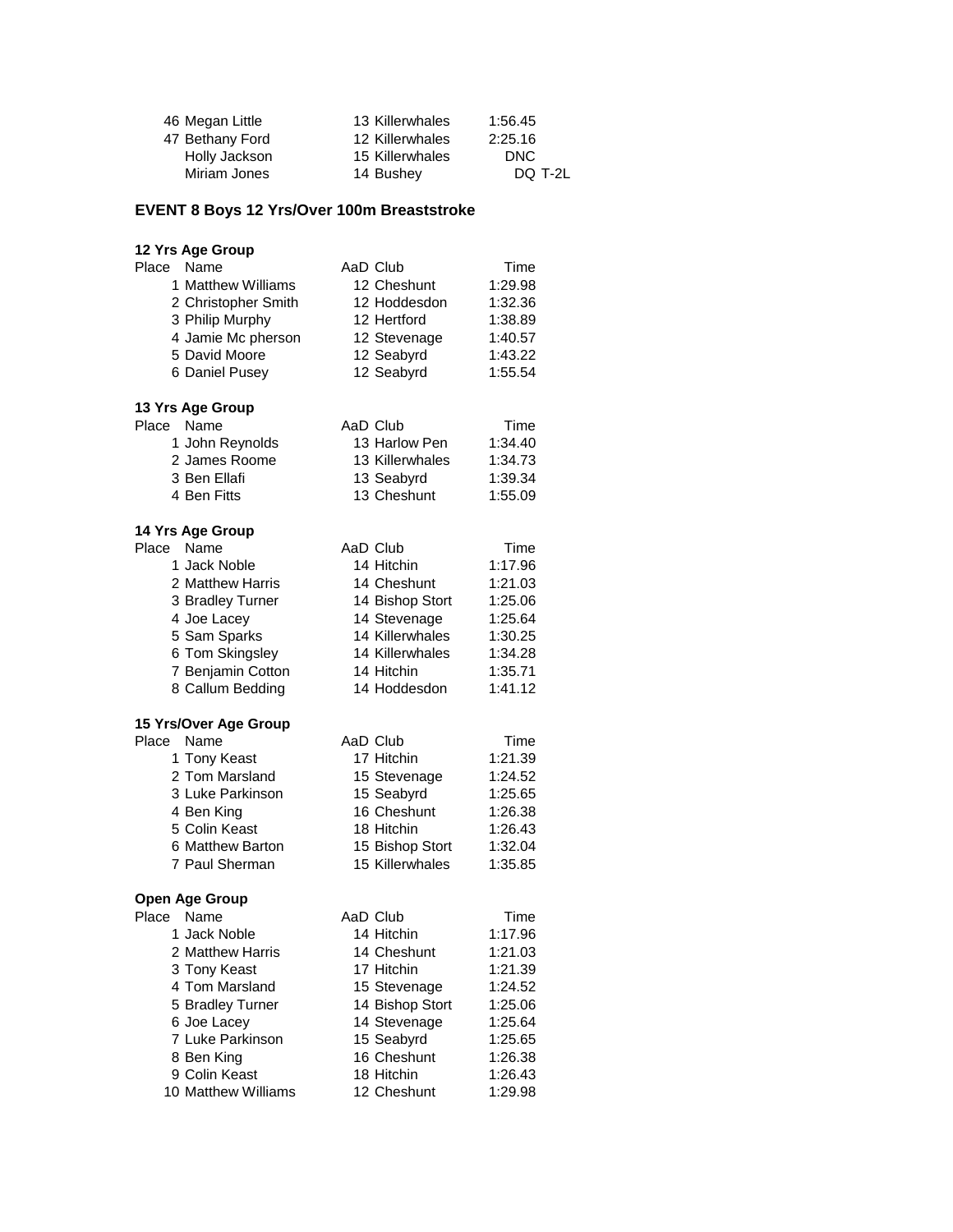| | | | | |
|---|---|---|---|---|
| 46 | Megan Little | 13 | Killerwhales | 1:56.45 |
| 47 | Bethany Ford | 12 | Killerwhales | 2:25.16 |
| | Holly Jackson | 15 | Killerwhales | DNC |
| | Miriam Jones | 14 | Bushey | DQ T-2L |

## EVENT 8 Boys 12 Yrs/Over 100m Breaststroke

### 12 Yrs Age Group

| Place | Name | AaD | Club | Time |
|---|---|---|---|---|
| 1 | Matthew Williams | 12 | Cheshunt | 1:29.98 |
| 2 | Christopher Smith | 12 | Hoddesdon | 1:32.36 |
| 3 | Philip Murphy | 12 | Hertford | 1:38.89 |
| 4 | Jamie Mc pherson | 12 | Stevenage | 1:40.57 |
| 5 | David Moore | 12 | Seabyrd | 1:43.22 |
| 6 | Daniel Pusey | 12 | Seabyrd | 1:55.54 |

### 13 Yrs Age Group

| Place | Name | AaD | Club | Time |
|---|---|---|---|---|
| 1 | John Reynolds | 13 | Harlow Pen | 1:34.40 |
| 2 | James Roome | 13 | Killerwhales | 1:34.73 |
| 3 | Ben Ellafi | 13 | Seabyrd | 1:39.34 |
| 4 | Ben Fitts | 13 | Cheshunt | 1:55.09 |

### 14 Yrs Age Group

| Place | Name | AaD | Club | Time |
|---|---|---|---|---|
| 1 | Jack Noble | 14 | Hitchin | 1:17.96 |
| 2 | Matthew Harris | 14 | Cheshunt | 1:21.03 |
| 3 | Bradley Turner | 14 | Bishop Stort | 1:25.06 |
| 4 | Joe Lacey | 14 | Stevenage | 1:25.64 |
| 5 | Sam Sparks | 14 | Killerwhales | 1:30.25 |
| 6 | Tom Skingsley | 14 | Killerwhales | 1:34.28 |
| 7 | Benjamin Cotton | 14 | Hitchin | 1:35.71 |
| 8 | Callum Bedding | 14 | Hoddesdon | 1:41.12 |

### 15 Yrs/Over Age Group

| Place | Name | AaD | Club | Time |
|---|---|---|---|---|
| 1 | Tony Keast | 17 | Hitchin | 1:21.39 |
| 2 | Tom Marsland | 15 | Stevenage | 1:24.52 |
| 3 | Luke Parkinson | 15 | Seabyrd | 1:25.65 |
| 4 | Ben King | 16 | Cheshunt | 1:26.38 |
| 5 | Colin Keast | 18 | Hitchin | 1:26.43 |
| 6 | Matthew Barton | 15 | Bishop Stort | 1:32.04 |
| 7 | Paul Sherman | 15 | Killerwhales | 1:35.85 |

### Open Age Group

| Place | Name | AaD | Club | Time |
|---|---|---|---|---|
| 1 | Jack Noble | 14 | Hitchin | 1:17.96 |
| 2 | Matthew Harris | 14 | Cheshunt | 1:21.03 |
| 3 | Tony Keast | 17 | Hitchin | 1:21.39 |
| 4 | Tom Marsland | 15 | Stevenage | 1:24.52 |
| 5 | Bradley Turner | 14 | Bishop Stort | 1:25.06 |
| 6 | Joe Lacey | 14 | Stevenage | 1:25.64 |
| 7 | Luke Parkinson | 15 | Seabyrd | 1:25.65 |
| 8 | Ben King | 16 | Cheshunt | 1:26.38 |
| 9 | Colin Keast | 18 | Hitchin | 1:26.43 |
| 10 | Matthew Williams | 12 | Cheshunt | 1:29.98 |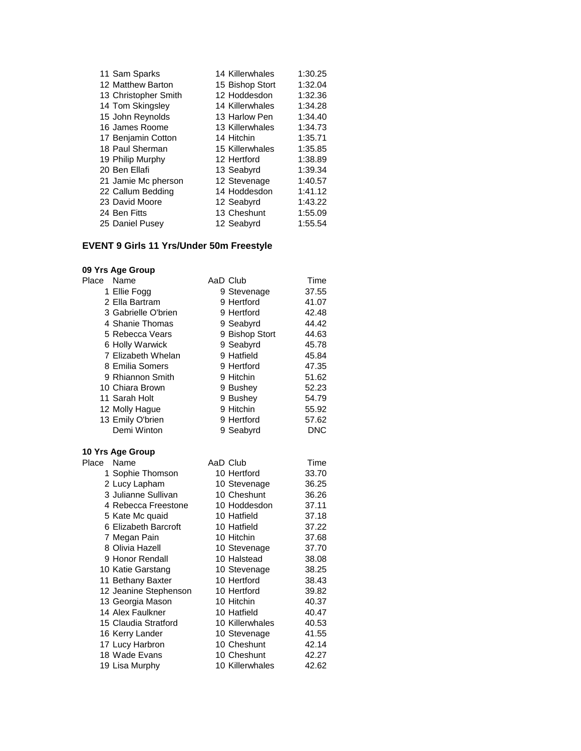| Place | Name | AaD | Club | Time |
|---|---|---|---|---|
| 11 | Sam Sparks | 14 | Killerwhales | 1:30.25 |
| 12 | Matthew Barton | 15 | Bishop Stort | 1:32.04 |
| 13 | Christopher Smith | 12 | Hoddesdon | 1:32.36 |
| 14 | Tom Skingsley | 14 | Killerwhales | 1:34.28 |
| 15 | John Reynolds | 13 | Harlow Pen | 1:34.40 |
| 16 | James Roome | 13 | Killerwhales | 1:34.73 |
| 17 | Benjamin Cotton | 14 | Hitchin | 1:35.71 |
| 18 | Paul Sherman | 15 | Killerwhales | 1:35.85 |
| 19 | Philip Murphy | 12 | Hertford | 1:38.89 |
| 20 | Ben Ellafi | 13 | Seabyrd | 1:39.34 |
| 21 | Jamie Mc pherson | 12 | Stevenage | 1:40.57 |
| 22 | Callum Bedding | 14 | Hoddesdon | 1:41.12 |
| 23 | David Moore | 12 | Seabyrd | 1:43.22 |
| 24 | Ben Fitts | 13 | Cheshunt | 1:55.09 |
| 25 | Daniel Pusey | 12 | Seabyrd | 1:55.54 |

## EVENT 9 Girls 11 Yrs/Under 50m Freestyle

### 09 Yrs Age Group

| Place | Name | AaD | Club | Time |
|---|---|---|---|---|
| 1 | Ellie Fogg | 9 | Stevenage | 37.55 |
| 2 | Ella Bartram | 9 | Hertford | 41.07 |
| 3 | Gabrielle O'brien | 9 | Hertford | 42.48 |
| 4 | Shanie Thomas | 9 | Seabyrd | 44.42 |
| 5 | Rebecca Vears | 9 | Bishop Stort | 44.63 |
| 6 | Holly Warwick | 9 | Seabyrd | 45.78 |
| 7 | Elizabeth Whelan | 9 | Hatfield | 45.84 |
| 8 | Emilia Somers | 9 | Hertford | 47.35 |
| 9 | Rhiannon Smith | 9 | Hitchin | 51.62 |
| 10 | Chiara Brown | 9 | Bushey | 52.23 |
| 11 | Sarah Holt | 9 | Bushey | 54.79 |
| 12 | Molly Hague | 9 | Hitchin | 55.92 |
| 13 | Emily O'brien | 9 | Hertford | 57.62 |
| | Demi Winton | 9 | Seabyrd | DNC |

### 10 Yrs Age Group

| Place | Name | AaD | Club | Time |
|---|---|---|---|---|
| 1 | Sophie Thomson | 10 | Hertford | 33.70 |
| 2 | Lucy Lapham | 10 | Stevenage | 36.25 |
| 3 | Julianne Sullivan | 10 | Cheshunt | 36.26 |
| 4 | Rebecca Freestone | 10 | Hoddesdon | 37.11 |
| 5 | Kate Mc quaid | 10 | Hatfield | 37.18 |
| 6 | Elizabeth Barcroft | 10 | Hatfield | 37.22 |
| 7 | Megan Pain | 10 | Hitchin | 37.68 |
| 8 | Olivia Hazell | 10 | Stevenage | 37.70 |
| 9 | Honor Rendall | 10 | Halstead | 38.08 |
| 10 | Katie Garstang | 10 | Stevenage | 38.25 |
| 11 | Bethany Baxter | 10 | Hertford | 38.43 |
| 12 | Jeanine Stephenson | 10 | Hertford | 39.82 |
| 13 | Georgia Mason | 10 | Hitchin | 40.37 |
| 14 | Alex Faulkner | 10 | Hatfield | 40.47 |
| 15 | Claudia Stratford | 10 | Killerwhales | 40.53 |
| 16 | Kerry Lander | 10 | Stevenage | 41.55 |
| 17 | Lucy Harbron | 10 | Cheshunt | 42.14 |
| 18 | Wade Evans | 10 | Cheshunt | 42.27 |
| 19 | Lisa Murphy | 10 | Killerwhales | 42.62 |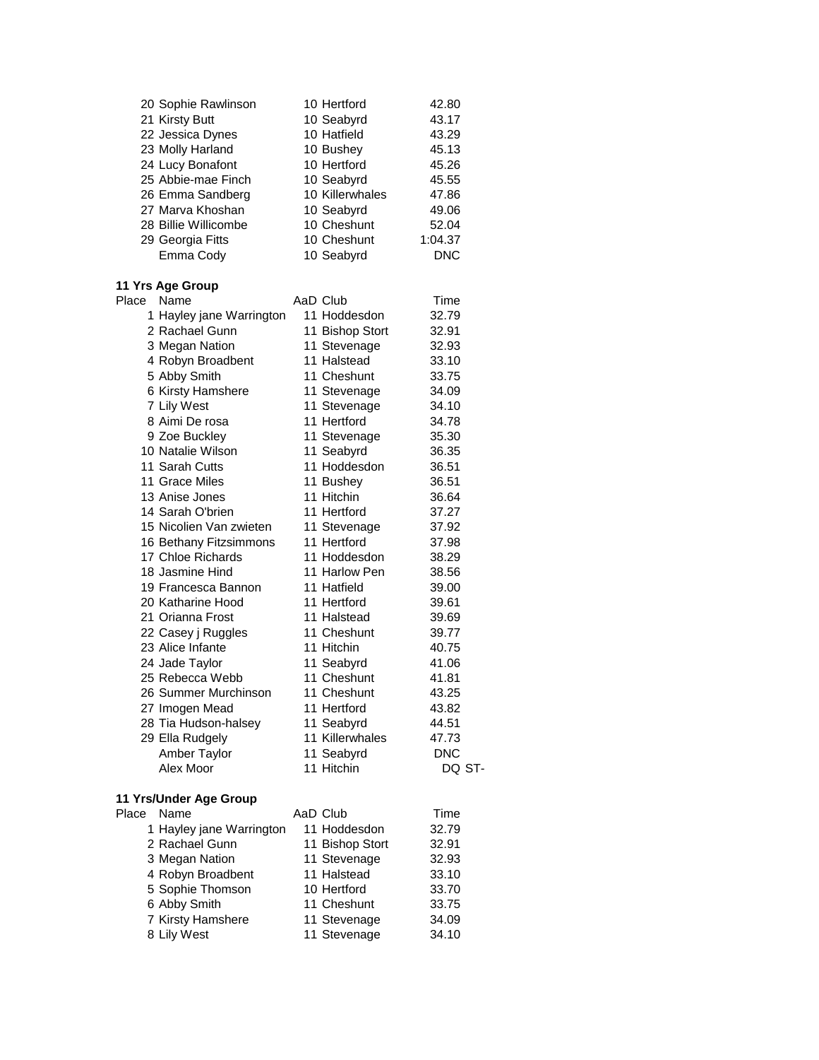| Place | Name | AaD | Club | Time |
|---|---|---|---|---|
| 20 | Sophie Rawlinson | 10 | Hertford | 42.80 |
| 21 | Kirsty Butt | 10 | Seabyrd | 43.17 |
| 22 | Jessica Dynes | 10 | Hatfield | 43.29 |
| 23 | Molly Harland | 10 | Bushey | 45.13 |
| 24 | Lucy Bonafont | 10 | Hertford | 45.26 |
| 25 | Abbie-mae Finch | 10 | Seabyrd | 45.55 |
| 26 | Emma Sandberg | 10 | Killerwhales | 47.86 |
| 27 | Marva Khoshan | 10 | Seabyrd | 49.06 |
| 28 | Billie Willicombe | 10 | Cheshunt | 52.04 |
| 29 | Georgia Fitts | 10 | Cheshunt | 1:04.37 |
| | Emma Cody | 10 | Seabyrd | DNC |

**11 Yrs Age Group**

| Place | Name | AaD | Club | Time |
|---|---|---|---|---|
| 1 | Hayley jane Warrington | 11 | Hoddesdon | 32.79 |
| 2 | Rachael Gunn | 11 | Bishop Stort | 32.91 |
| 3 | Megan Nation | 11 | Stevenage | 32.93 |
| 4 | Robyn Broadbent | 11 | Halstead | 33.10 |
| 5 | Abby Smith | 11 | Cheshunt | 33.75 |
| 6 | Kirsty Hamshere | 11 | Stevenage | 34.09 |
| 7 | Lily West | 11 | Stevenage | 34.10 |
| 8 | Aimi De rosa | 11 | Hertford | 34.78 |
| 9 | Zoe Buckley | 11 | Stevenage | 35.30 |
| 10 | Natalie Wilson | 11 | Seabyrd | 36.35 |
| 11 | Sarah Cutts | 11 | Hoddesdon | 36.51 |
| 11 | Grace Miles | 11 | Bushey | 36.51 |
| 13 | Anise Jones | 11 | Hitchin | 36.64 |
| 14 | Sarah O'brien | 11 | Hertford | 37.27 |
| 15 | Nicolien Van zwieten | 11 | Stevenage | 37.92 |
| 16 | Bethany Fitzsimmons | 11 | Hertford | 37.98 |
| 17 | Chloe Richards | 11 | Hoddesdon | 38.29 |
| 18 | Jasmine Hind | 11 | Harlow Pen | 38.56 |
| 19 | Francesca Bannon | 11 | Hatfield | 39.00 |
| 20 | Katharine Hood | 11 | Hertford | 39.61 |
| 21 | Orianna Frost | 11 | Halstead | 39.69 |
| 22 | Casey j Ruggles | 11 | Cheshunt | 39.77 |
| 23 | Alice Infante | 11 | Hitchin | 40.75 |
| 24 | Jade Taylor | 11 | Seabyrd | 41.06 |
| 25 | Rebecca Webb | 11 | Cheshunt | 41.81 |
| 26 | Summer Murchinson | 11 | Cheshunt | 43.25 |
| 27 | Imogen Mead | 11 | Hertford | 43.82 |
| 28 | Tia Hudson-halsey | 11 | Seabyrd | 44.51 |
| 29 | Ella Rudgely | 11 | Killerwhales | 47.73 |
| | Amber Taylor | 11 | Seabyrd | DNC |
| | Alex Moor | 11 | Hitchin | DQ ST- |

**11 Yrs/Under Age Group**

| Place | Name | AaD | Club | Time |
|---|---|---|---|---|
| 1 | Hayley jane Warrington | 11 | Hoddesdon | 32.79 |
| 2 | Rachael Gunn | 11 | Bishop Stort | 32.91 |
| 3 | Megan Nation | 11 | Stevenage | 32.93 |
| 4 | Robyn Broadbent | 11 | Halstead | 33.10 |
| 5 | Sophie Thomson | 10 | Hertford | 33.70 |
| 6 | Abby Smith | 11 | Cheshunt | 33.75 |
| 7 | Kirsty Hamshere | 11 | Stevenage | 34.09 |
| 8 | Lily West | 11 | Stevenage | 34.10 |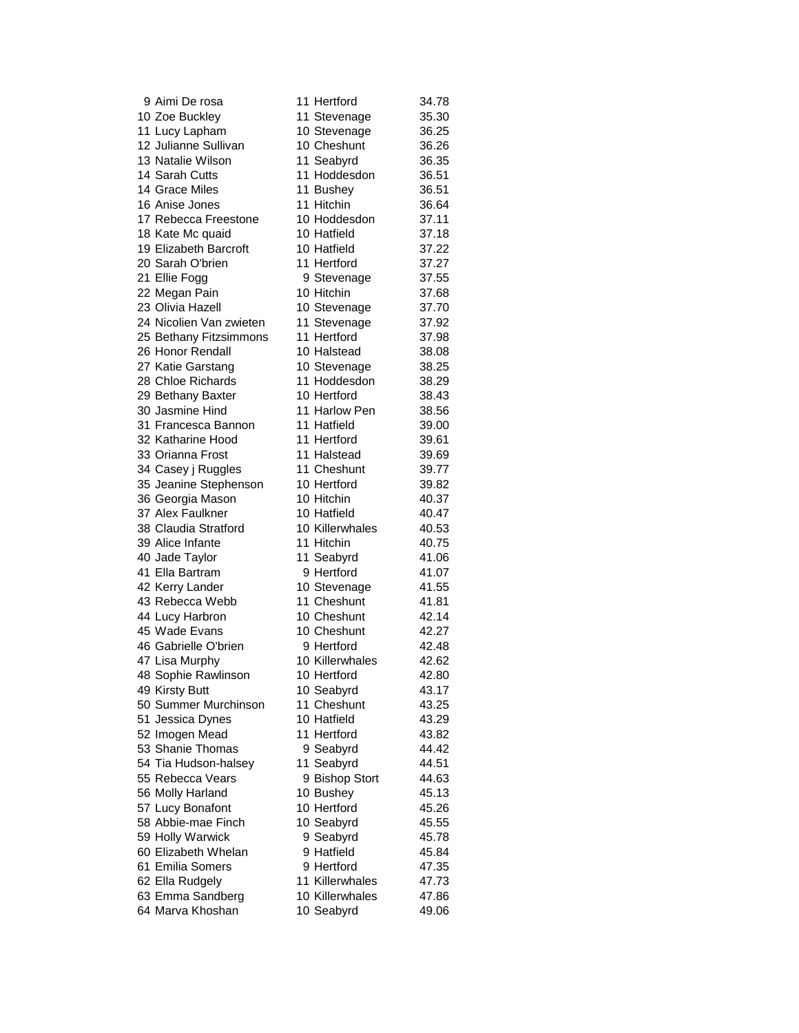| | | | | |
|---|---|---|---|---|
| 9 | Aimi De rosa | 11 | Hertford | 34.78 |
| 10 | Zoe Buckley | 11 | Stevenage | 35.30 |
| 11 | Lucy Lapham | 10 | Stevenage | 36.25 |
| 12 | Julianne Sullivan | 10 | Cheshunt | 36.26 |
| 13 | Natalie Wilson | 11 | Seabyrd | 36.35 |
| 14 | Sarah Cutts | 11 | Hoddesdon | 36.51 |
| 14 | Grace Miles | 11 | Bushey | 36.51 |
| 16 | Anise Jones | 11 | Hitchin | 36.64 |
| 17 | Rebecca Freestone | 10 | Hoddesdon | 37.11 |
| 18 | Kate Mc quaid | 10 | Hatfield | 37.18 |
| 19 | Elizabeth Barcroft | 10 | Hatfield | 37.22 |
| 20 | Sarah O'brien | 11 | Hertford | 37.27 |
| 21 | Ellie Fogg | 9 | Stevenage | 37.55 |
| 22 | Megan Pain | 10 | Hitchin | 37.68 |
| 23 | Olivia Hazell | 10 | Stevenage | 37.70 |
| 24 | Nicolien Van zwieten | 11 | Stevenage | 37.92 |
| 25 | Bethany Fitzsimmons | 11 | Hertford | 37.98 |
| 26 | Honor Rendall | 10 | Halstead | 38.08 |
| 27 | Katie Garstang | 10 | Stevenage | 38.25 |
| 28 | Chloe Richards | 11 | Hoddesdon | 38.29 |
| 29 | Bethany Baxter | 10 | Hertford | 38.43 |
| 30 | Jasmine Hind | 11 | Harlow Pen | 38.56 |
| 31 | Francesca Bannon | 11 | Hatfield | 39.00 |
| 32 | Katharine Hood | 11 | Hertford | 39.61 |
| 33 | Orianna Frost | 11 | Halstead | 39.69 |
| 34 | Casey j Ruggles | 11 | Cheshunt | 39.77 |
| 35 | Jeanine Stephenson | 10 | Hertford | 39.82 |
| 36 | Georgia Mason | 10 | Hitchin | 40.37 |
| 37 | Alex Faulkner | 10 | Hatfield | 40.47 |
| 38 | Claudia Stratford | 10 | Killerwhales | 40.53 |
| 39 | Alice Infante | 11 | Hitchin | 40.75 |
| 40 | Jade Taylor | 11 | Seabyrd | 41.06 |
| 41 | Ella Bartram | 9 | Hertford | 41.07 |
| 42 | Kerry Lander | 10 | Stevenage | 41.55 |
| 43 | Rebecca Webb | 11 | Cheshunt | 41.81 |
| 44 | Lucy Harbron | 10 | Cheshunt | 42.14 |
| 45 | Wade Evans | 10 | Cheshunt | 42.27 |
| 46 | Gabrielle O'brien | 9 | Hertford | 42.48 |
| 47 | Lisa Murphy | 10 | Killerwhales | 42.62 |
| 48 | Sophie Rawlinson | 10 | Hertford | 42.80 |
| 49 | Kirsty Butt | 10 | Seabyrd | 43.17 |
| 50 | Summer Murchinson | 11 | Cheshunt | 43.25 |
| 51 | Jessica Dynes | 10 | Hatfield | 43.29 |
| 52 | Imogen Mead | 11 | Hertford | 43.82 |
| 53 | Shanie Thomas | 9 | Seabyrd | 44.42 |
| 54 | Tia Hudson-halsey | 11 | Seabyrd | 44.51 |
| 55 | Rebecca Vears | 9 | Bishop Stort | 44.63 |
| 56 | Molly Harland | 10 | Bushey | 45.13 |
| 57 | Lucy Bonafont | 10 | Hertford | 45.26 |
| 58 | Abbie-mae Finch | 10 | Seabyrd | 45.55 |
| 59 | Holly Warwick | 9 | Seabyrd | 45.78 |
| 60 | Elizabeth Whelan | 9 | Hatfield | 45.84 |
| 61 | Emilia Somers | 9 | Hertford | 47.35 |
| 62 | Ella Rudgely | 11 | Killerwhales | 47.73 |
| 63 | Emma Sandberg | 10 | Killerwhales | 47.86 |
| 64 | Marva Khoshan | 10 | Seabyrd | 49.06 |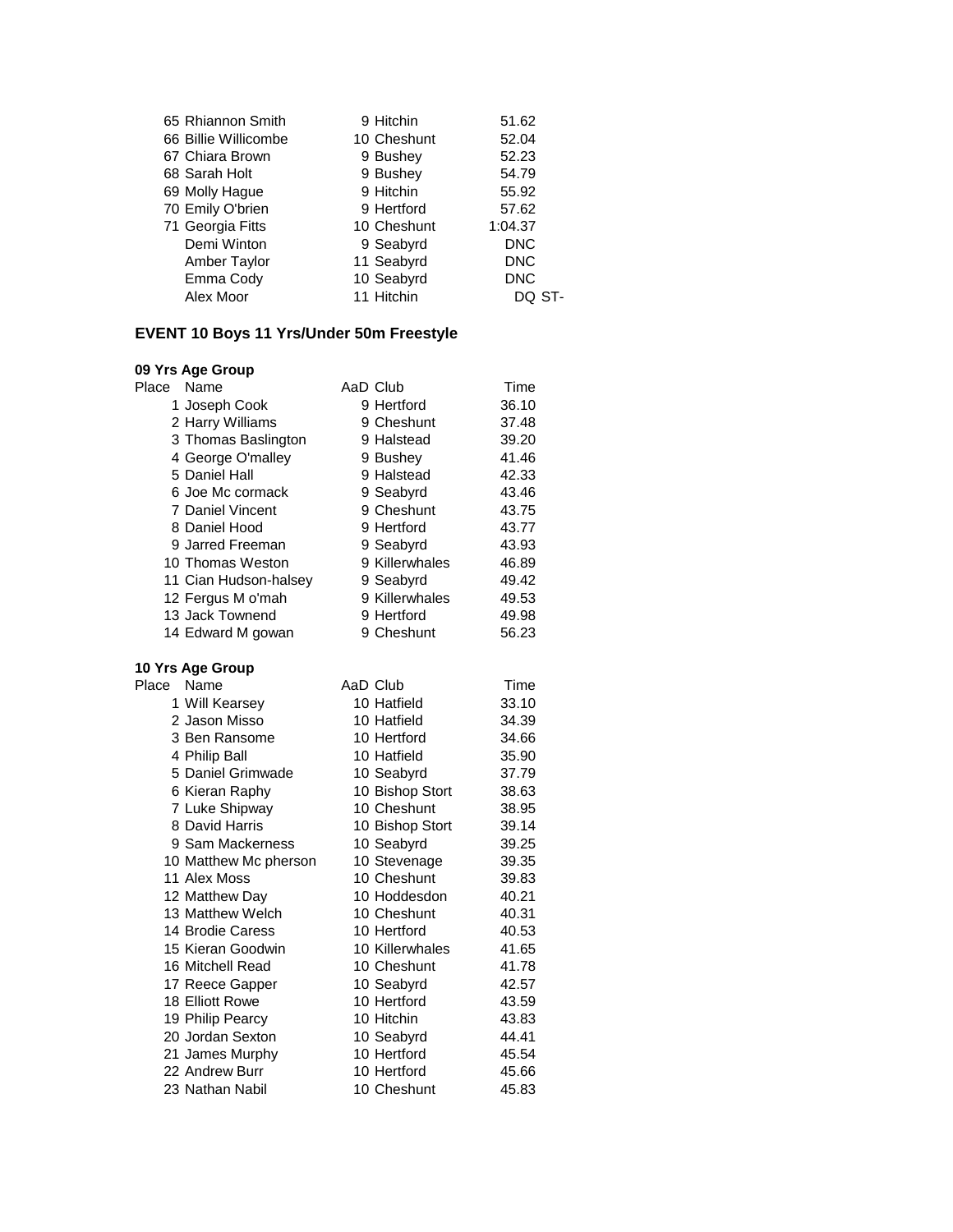| Place | Name | AaD | Club | Time |
|---|---|---|---|---|
| 65 | Rhiannon Smith | 9 | Hitchin | 51.62 |
| 66 | Billie Willicombe | 10 | Cheshunt | 52.04 |
| 67 | Chiara Brown | 9 | Bushey | 52.23 |
| 68 | Sarah Holt | 9 | Bushey | 54.79 |
| 69 | Molly Hague | 9 | Hitchin | 55.92 |
| 70 | Emily O'brien | 9 | Hertford | 57.62 |
| 71 | Georgia Fitts | 10 | Cheshunt | 1:04.37 |
| | Demi Winton | 9 | Seabyrd | DNC |
| | Amber Taylor | 11 | Seabyrd | DNC |
| | Emma Cody | 10 | Seabyrd | DNC |
| | Alex Moor | 11 | Hitchin | DQ ST- |

## EVENT 10 Boys 11 Yrs/Under 50m Freestyle

### 09 Yrs Age Group

| Place | Name | AaD | Club | Time |
|---|---|---|---|---|
| 1 | Joseph Cook | 9 | Hertford | 36.10 |
| 2 | Harry Williams | 9 | Cheshunt | 37.48 |
| 3 | Thomas Baslington | 9 | Halstead | 39.20 |
| 4 | George O'malley | 9 | Bushey | 41.46 |
| 5 | Daniel Hall | 9 | Halstead | 42.33 |
| 6 | Joe Mc cormack | 9 | Seabyrd | 43.46 |
| 7 | Daniel Vincent | 9 | Cheshunt | 43.75 |
| 8 | Daniel Hood | 9 | Hertford | 43.77 |
| 9 | Jarred Freeman | 9 | Seabyrd | 43.93 |
| 10 | Thomas Weston | 9 | Killerwhales | 46.89 |
| 11 | Cian Hudson-halsey | 9 | Seabyrd | 49.42 |
| 12 | Fergus M o'mah | 9 | Killerwhales | 49.53 |
| 13 | Jack Townend | 9 | Hertford | 49.98 |
| 14 | Edward M gowan | 9 | Cheshunt | 56.23 |

### 10 Yrs Age Group

| Place | Name | AaD | Club | Time |
|---|---|---|---|---|
| 1 | Will Kearsey | 10 | Hatfield | 33.10 |
| 2 | Jason Misso | 10 | Hatfield | 34.39 |
| 3 | Ben Ransome | 10 | Hertford | 34.66 |
| 4 | Philip Ball | 10 | Hatfield | 35.90 |
| 5 | Daniel Grimwade | 10 | Seabyrd | 37.79 |
| 6 | Kieran Raphy | 10 | Bishop Stort | 38.63 |
| 7 | Luke Shipway | 10 | Cheshunt | 38.95 |
| 8 | David Harris | 10 | Bishop Stort | 39.14 |
| 9 | Sam Mackerness | 10 | Seabyrd | 39.25 |
| 10 | Matthew Mc pherson | 10 | Stevenage | 39.35 |
| 11 | Alex Moss | 10 | Cheshunt | 39.83 |
| 12 | Matthew Day | 10 | Hoddesdon | 40.21 |
| 13 | Matthew Welch | 10 | Cheshunt | 40.31 |
| 14 | Brodie Caress | 10 | Hertford | 40.53 |
| 15 | Kieran Goodwin | 10 | Killerwhales | 41.65 |
| 16 | Mitchell Read | 10 | Cheshunt | 41.78 |
| 17 | Reece Gapper | 10 | Seabyrd | 42.57 |
| 18 | Elliott Rowe | 10 | Hertford | 43.59 |
| 19 | Philip Pearcy | 10 | Hitchin | 43.83 |
| 20 | Jordan Sexton | 10 | Seabyrd | 44.41 |
| 21 | James Murphy | 10 | Hertford | 45.54 |
| 22 | Andrew Burr | 10 | Hertford | 45.66 |
| 23 | Nathan Nabil | 10 | Cheshunt | 45.83 |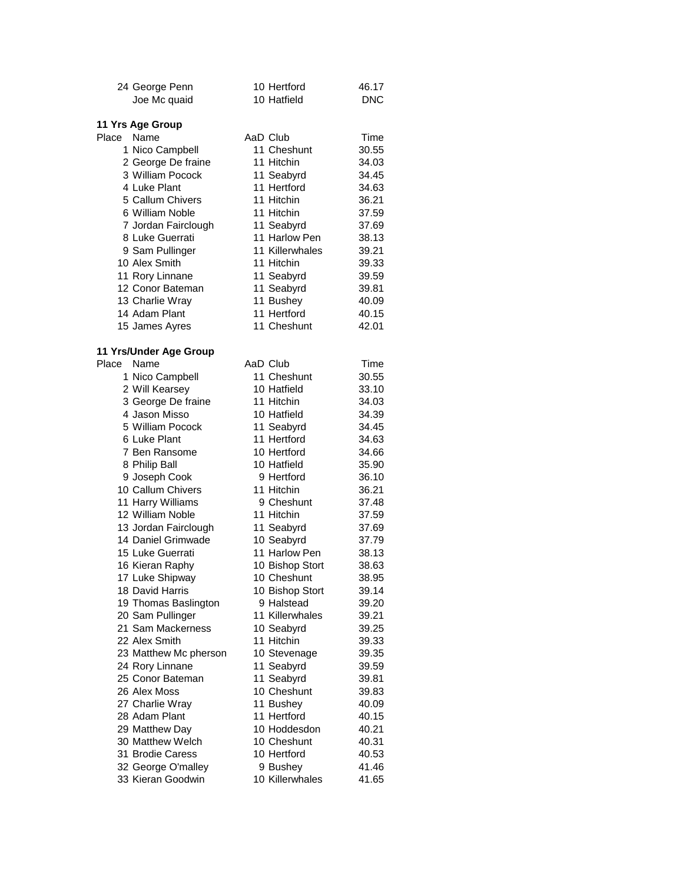| Place | Name | AaD | Club | Time |
|---|---|---|---|---|
| 24 | George Penn | 10 | Hertford | 46.17 |
| | Joe Mc quaid | 10 | Hatfield | DNC |

**11 Yrs Age Group**

| Place | Name | AaD | Club | Time |
|---|---|---|---|---|
| 1 | Nico Campbell | 11 | Cheshunt | 30.55 |
| 2 | George De fraine | 11 | Hitchin | 34.03 |
| 3 | William Pocock | 11 | Seabyrd | 34.45 |
| 4 | Luke Plant | 11 | Hertford | 34.63 |
| 5 | Callum Chivers | 11 | Hitchin | 36.21 |
| 6 | William Noble | 11 | Hitchin | 37.59 |
| 7 | Jordan Fairclough | 11 | Seabyrd | 37.69 |
| 8 | Luke Guerrati | 11 | Harlow Pen | 38.13 |
| 9 | Sam Pullinger | 11 | Killerwhales | 39.21 |
| 10 | Alex Smith | 11 | Hitchin | 39.33 |
| 11 | Rory Linnane | 11 | Seabyrd | 39.59 |
| 12 | Conor Bateman | 11 | Seabyrd | 39.81 |
| 13 | Charlie Wray | 11 | Bushey | 40.09 |
| 14 | Adam Plant | 11 | Hertford | 40.15 |
| 15 | James Ayres | 11 | Cheshunt | 42.01 |

**11 Yrs/Under Age Group**

| Place | Name | AaD | Club | Time |
|---|---|---|---|---|
| 1 | Nico Campbell | 11 | Cheshunt | 30.55 |
| 2 | Will Kearsey | 10 | Hatfield | 33.10 |
| 3 | George De fraine | 11 | Hitchin | 34.03 |
| 4 | Jason Misso | 10 | Hatfield | 34.39 |
| 5 | William Pocock | 11 | Seabyrd | 34.45 |
| 6 | Luke Plant | 11 | Hertford | 34.63 |
| 7 | Ben Ransome | 10 | Hertford | 34.66 |
| 8 | Philip Ball | 10 | Hatfield | 35.90 |
| 9 | Joseph Cook | 9 | Hertford | 36.10 |
| 10 | Callum Chivers | 11 | Hitchin | 36.21 |
| 11 | Harry Williams | 9 | Cheshunt | 37.48 |
| 12 | William Noble | 11 | Hitchin | 37.59 |
| 13 | Jordan Fairclough | 11 | Seabyrd | 37.69 |
| 14 | Daniel Grimwade | 10 | Seabyrd | 37.79 |
| 15 | Luke Guerrati | 11 | Harlow Pen | 38.13 |
| 16 | Kieran Raphy | 10 | Bishop Stort | 38.63 |
| 17 | Luke Shipway | 10 | Cheshunt | 38.95 |
| 18 | David Harris | 10 | Bishop Stort | 39.14 |
| 19 | Thomas Baslington | 9 | Halstead | 39.20 |
| 20 | Sam Pullinger | 11 | Killerwhales | 39.21 |
| 21 | Sam Mackerness | 10 | Seabyrd | 39.25 |
| 22 | Alex Smith | 11 | Hitchin | 39.33 |
| 23 | Matthew Mc pherson | 10 | Stevenage | 39.35 |
| 24 | Rory Linnane | 11 | Seabyrd | 39.59 |
| 25 | Conor Bateman | 11 | Seabyrd | 39.81 |
| 26 | Alex Moss | 10 | Cheshunt | 39.83 |
| 27 | Charlie Wray | 11 | Bushey | 40.09 |
| 28 | Adam Plant | 11 | Hertford | 40.15 |
| 29 | Matthew Day | 10 | Hoddesdon | 40.21 |
| 30 | Matthew Welch | 10 | Cheshunt | 40.31 |
| 31 | Brodie Caress | 10 | Hertford | 40.53 |
| 32 | George O'malley | 9 | Bushey | 41.46 |
| 33 | Kieran Goodwin | 10 | Killerwhales | 41.65 |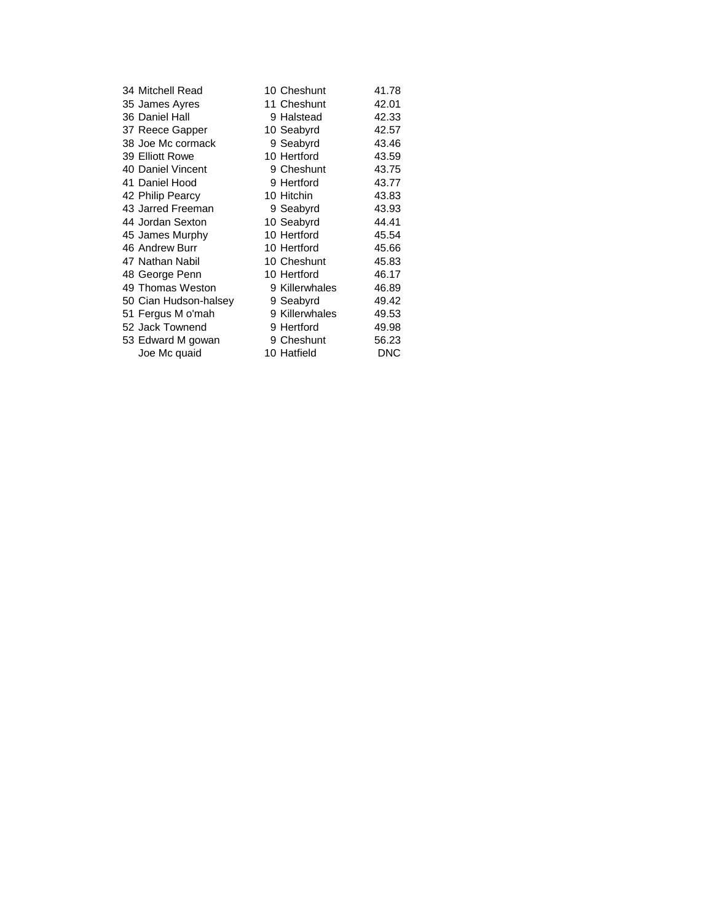| | | | | |
|---|---|---|---|---|
| 34 | Mitchell Read | 10 | Cheshunt | 41.78 |
| 35 | James Ayres | 11 | Cheshunt | 42.01 |
| 36 | Daniel Hall | 9 | Halstead | 42.33 |
| 37 | Reece Gapper | 10 | Seabyrd | 42.57 |
| 38 | Joe Mc cormack | 9 | Seabyrd | 43.46 |
| 39 | Elliott Rowe | 10 | Hertford | 43.59 |
| 40 | Daniel Vincent | 9 | Cheshunt | 43.75 |
| 41 | Daniel Hood | 9 | Hertford | 43.77 |
| 42 | Philip Pearcy | 10 | Hitchin | 43.83 |
| 43 | Jarred Freeman | 9 | Seabyrd | 43.93 |
| 44 | Jordan Sexton | 10 | Seabyrd | 44.41 |
| 45 | James Murphy | 10 | Hertford | 45.54 |
| 46 | Andrew Burr | 10 | Hertford | 45.66 |
| 47 | Nathan Nabil | 10 | Cheshunt | 45.83 |
| 48 | George Penn | 10 | Hertford | 46.17 |
| 49 | Thomas Weston | 9 | Killerwhales | 46.89 |
| 50 | Cian Hudson-halsey | 9 | Seabyrd | 49.42 |
| 51 | Fergus M o'mah | 9 | Killerwhales | 49.53 |
| 52 | Jack Townend | 9 | Hertford | 49.98 |
| 53 | Edward M gowan | 9 | Cheshunt | 56.23 |
| | Joe Mc quaid | 10 | Hatfield | DNC |